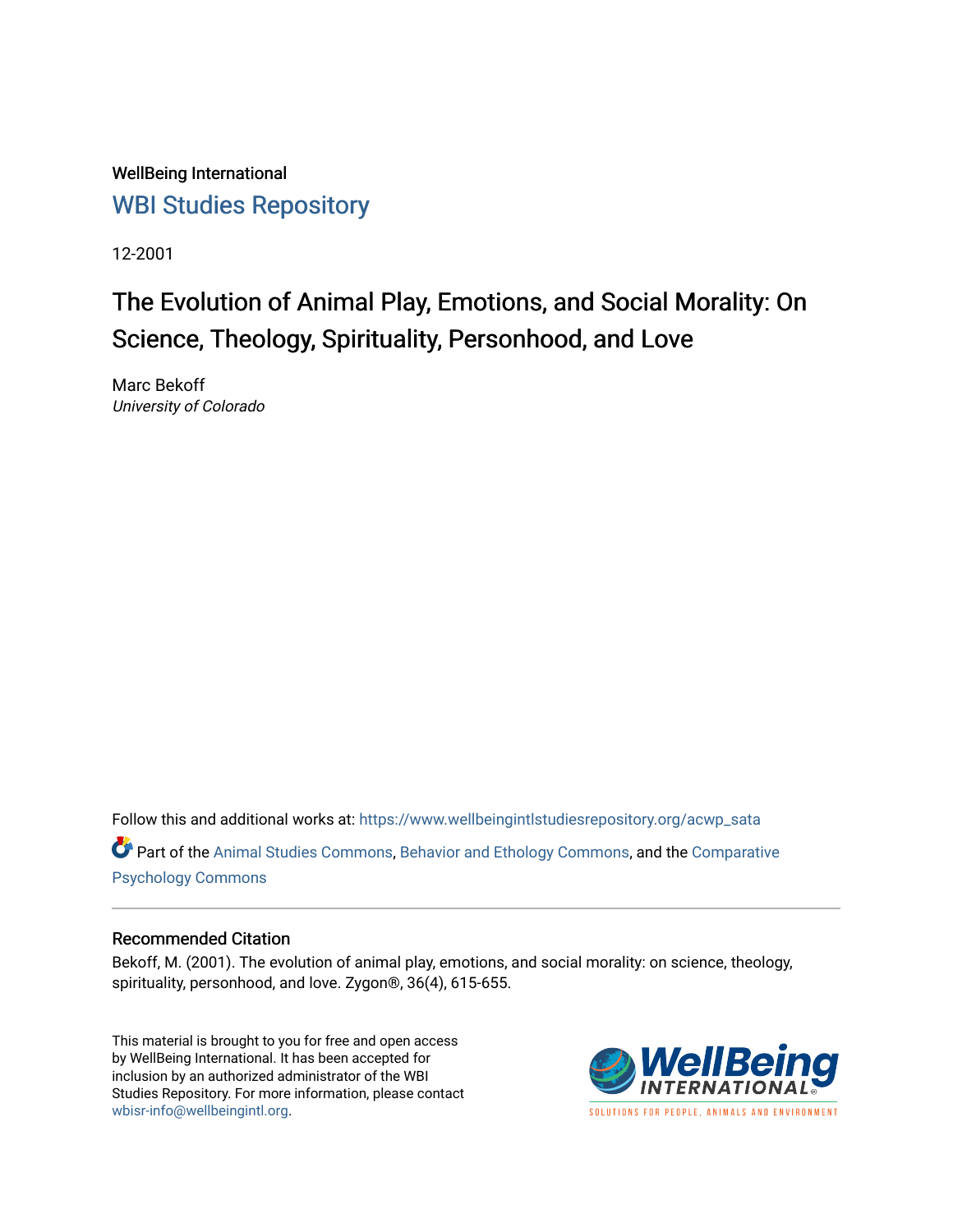WellBeing International

WBI Studies Repository

12-2001

# The Evolution of Animal Play, Emotions, and Social Morality: On Science, Theology, Spirituality, Personhood, and Love

Marc Bekoff

*University of Colorado*

Follow this and additional works at: https://www.wellbeingintlstudiesrepository.org/acwp_sata

Part of the Animal Studies Commons, Behavior and Ethology Commons, and the Comparative Psychology Commons

## Recommended Citation

Bekoff, M. (2001). The evolution of animal play, emotions, and social morality: on science, theology, spirituality, personhood, and love. Zygon®, 36(4), 615-655.

This material is brought to you for free and open access by WellBeing International. It has been accepted for inclusion by an authorized administrator of the WBI Studies Repository. For more information, please contact wbisr-info@wellbeingintl.org.

WellBeing INTERNATIONAL

SOLUTIONS FOR PEOPLE, ANIMALS AND ENVIRONMENT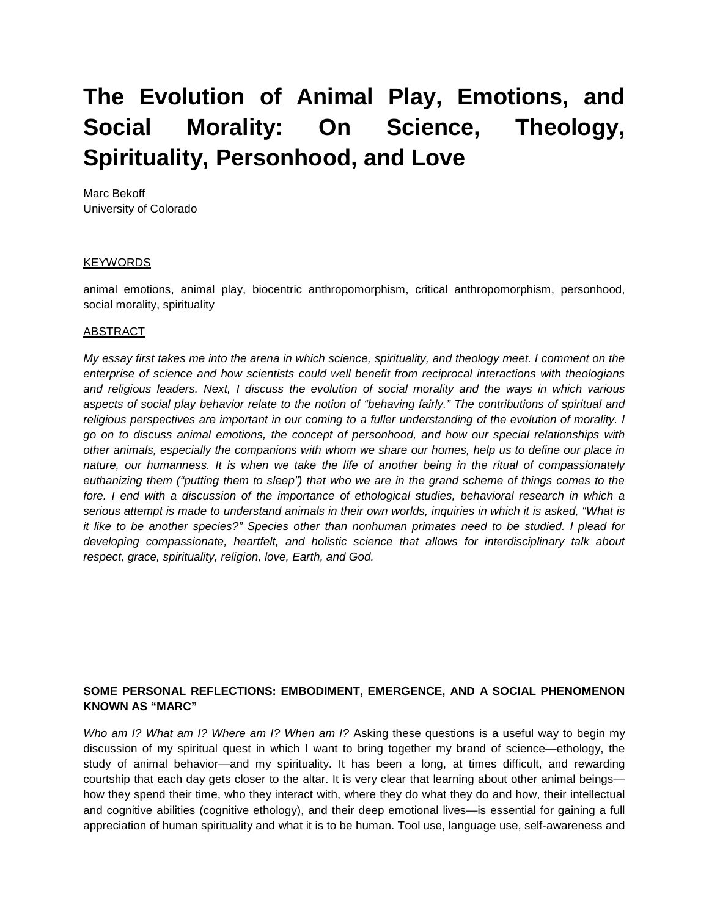# The Evolution of Animal Play, Emotions, and Social Morality: On Science, Theology, Spirituality, Personhood, and Love

Marc Bekoff
University of Colorado

KEYWORDS

animal emotions, animal play, biocentric anthropomorphism, critical anthropomorphism, personhood, social morality, spirituality

ABSTRACT

*My essay first takes me into the arena in which science, spirituality, and theology meet. I comment on the enterprise of science and how scientists could well benefit from reciprocal interactions with theologians and religious leaders. Next, I discuss the evolution of social morality and the ways in which various aspects of social play behavior relate to the notion of "behaving fairly." The contributions of spiritual and religious perspectives are important in our coming to a fuller understanding of the evolution of morality. I go on to discuss animal emotions, the concept of personhood, and how our special relationships with other animals, especially the companions with whom we share our homes, help us to define our place in nature, our humanness. It is when we take the life of another being in the ritual of compassionately euthanizing them ("putting them to sleep") that who we are in the grand scheme of things comes to the fore. I end with a discussion of the importance of ethological studies, behavioral research in which a serious attempt is made to understand animals in their own worlds, inquiries in which it is asked, "What is it like to be another species?" Species other than nonhuman primates need to be studied. I plead for developing compassionate, heartfelt, and holistic science that allows for interdisciplinary talk about respect, grace, spirituality, religion, love, Earth, and God.*

## SOME PERSONAL REFLECTIONS: EMBODIMENT, EMERGENCE, AND A SOCIAL PHENOMENON KNOWN AS "MARC"

*Who am I? What am I? Where am I? When am I?* Asking these questions is a useful way to begin my discussion of my spiritual quest in which I want to bring together my brand of science—ethology, the study of animal behavior—and my spirituality. It has been a long, at times difficult, and rewarding courtship that each day gets closer to the altar. It is very clear that learning about other animal beings—how they spend their time, who they interact with, where they do what they do and how, their intellectual and cognitive abilities (cognitive ethology), and their deep emotional lives—is essential for gaining a full appreciation of human spirituality and what it is to be human. Tool use, language use, self-awareness and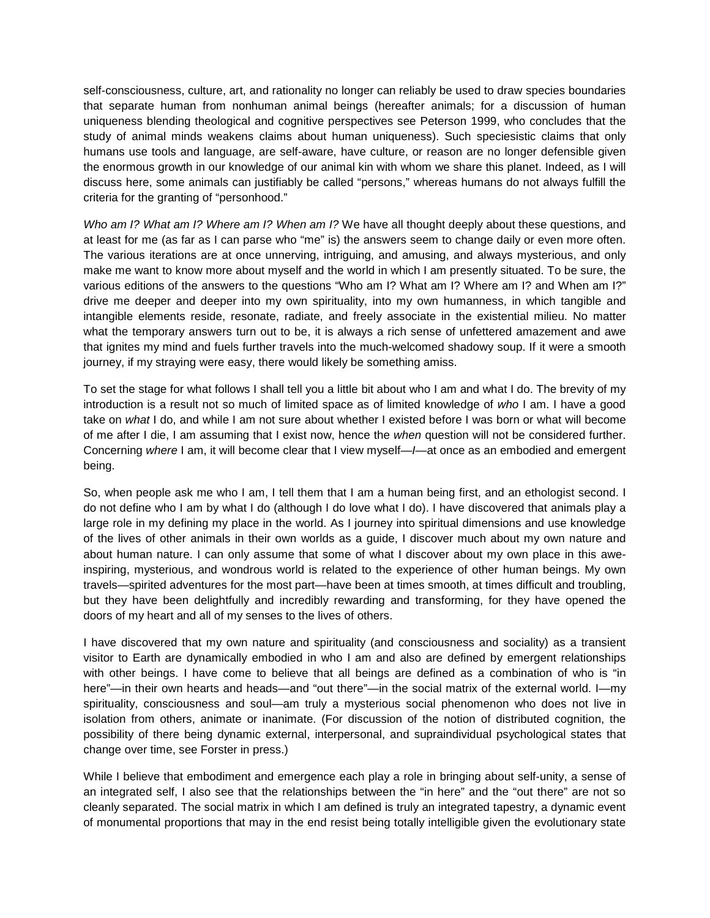self-consciousness, culture, art, and rationality no longer can reliably be used to draw species boundaries that separate human from nonhuman animal beings (hereafter animals; for a discussion of human uniqueness blending theological and cognitive perspectives see Peterson 1999, who concludes that the study of animal minds weakens claims about human uniqueness). Such speciesistic claims that only humans use tools and language, are self-aware, have culture, or reason are no longer defensible given the enormous growth in our knowledge of our animal kin with whom we share this planet. Indeed, as I will discuss here, some animals can justifiably be called "persons," whereas humans do not always fulfill the criteria for the granting of "personhood."

*Who am I? What am I? Where am I? When am I?* We have all thought deeply about these questions, and at least for me (as far as I can parse who "me" is) the answers seem to change daily or even more often. The various iterations are at once unnerving, intriguing, and amusing, and always mysterious, and only make me want to know more about myself and the world in which I am presently situated. To be sure, the various editions of the answers to the questions "Who am I? What am I? Where am I? and When am I?" drive me deeper and deeper into my own spirituality, into my own humanness, in which tangible and intangible elements reside, resonate, radiate, and freely associate in the existential milieu. No matter what the temporary answers turn out to be, it is always a rich sense of unfettered amazement and awe that ignites my mind and fuels further travels into the much-welcomed shadowy soup. If it were a smooth journey, if my straying were easy, there would likely be something amiss.

To set the stage for what follows I shall tell you a little bit about who I am and what I do. The brevity of my introduction is a result not so much of limited space as of limited knowledge of *who* I am. I have a good take on *what* I do, and while I am not sure about whether I existed before I was born or what will become of me after I die, I am assuming that I exist now, hence the *when* question will not be considered further. Concerning *where* I am, it will become clear that I view myself—*I*—at once as an embodied and emergent being.

So, when people ask me who I am, I tell them that I am a human being first, and an ethologist second. I do not define who I am by what I do (although I do love what I do). I have discovered that animals play a large role in my defining my place in the world. As I journey into spiritual dimensions and use knowledge of the lives of other animals in their own worlds as a guide, I discover much about my own nature and about human nature. I can only assume that some of what I discover about my own place in this awe-inspiring, mysterious, and wondrous world is related to the experience of other human beings. My own travels—spirited adventures for the most part—have been at times smooth, at times difficult and troubling, but they have been delightfully and incredibly rewarding and transforming, for they have opened the doors of my heart and all of my senses to the lives of others.

I have discovered that my own nature and spirituality (and consciousness and sociality) as a transient visitor to Earth are dynamically embodied in who I am and also are defined by emergent relationships with other beings. I have come to believe that all beings are defined as a combination of who is "in here"—in their own hearts and heads—and "out there"—in the social matrix of the external world. I—my spirituality, consciousness and soul—am truly a mysterious social phenomenon who does not live in isolation from others, animate or inanimate. (For discussion of the notion of distributed cognition, the possibility of there being dynamic external, interpersonal, and supraindividual psychological states that change over time, see Forster in press.)

While I believe that embodiment and emergence each play a role in bringing about self-unity, a sense of an integrated self, I also see that the relationships between the "in here" and the "out there" are not so cleanly separated. The social matrix in which I am defined is truly an integrated tapestry, a dynamic event of monumental proportions that may in the end resist being totally intelligible given the evolutionary state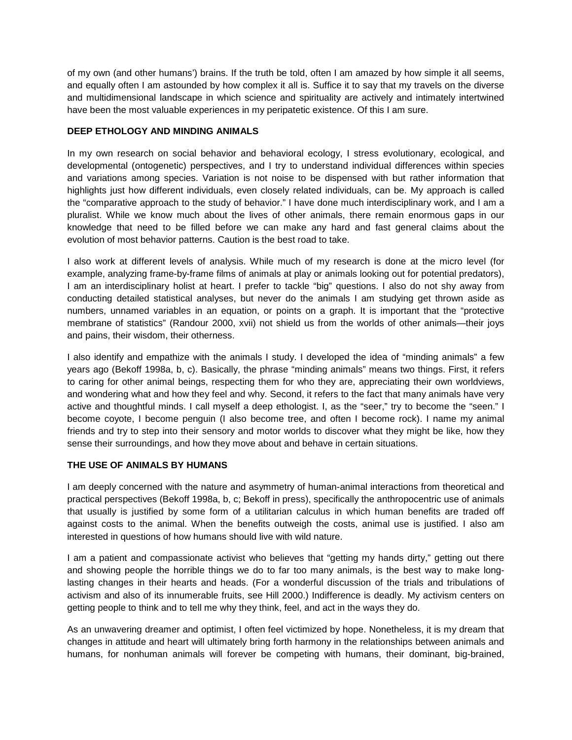of my own (and other humans') brains. If the truth be told, often I am amazed by how simple it all seems, and equally often I am astounded by how complex it all is. Suffice it to say that my travels on the diverse and multidimensional landscape in which science and spirituality are actively and intimately intertwined have been the most valuable experiences in my peripatetic existence. Of this I am sure.

## DEEP ETHOLOGY AND MINDING ANIMALS

In my own research on social behavior and behavioral ecology, I stress evolutionary, ecological, and developmental (ontogenetic) perspectives, and I try to understand individual differences within species and variations among species. Variation is not noise to be dispensed with but rather information that highlights just how different individuals, even closely related individuals, can be. My approach is called the "comparative approach to the study of behavior." I have done much interdisciplinary work, and I am a pluralist. While we know much about the lives of other animals, there remain enormous gaps in our knowledge that need to be filled before we can make any hard and fast general claims about the evolution of most behavior patterns. Caution is the best road to take.

I also work at different levels of analysis. While much of my research is done at the micro level (for example, analyzing frame-by-frame films of animals at play or animals looking out for potential predators), I am an interdisciplinary holist at heart. I prefer to tackle "big" questions. I also do not shy away from conducting detailed statistical analyses, but never do the animals I am studying get thrown aside as numbers, unnamed variables in an equation, or points on a graph. It is important that the "protective membrane of statistics" (Randour 2000, xvii) not shield us from the worlds of other animals—their joys and pains, their wisdom, their otherness.

I also identify and empathize with the animals I study. I developed the idea of "minding animals" a few years ago (Bekoff 1998a, b, c). Basically, the phrase "minding animals" means two things. First, it refers to caring for other animal beings, respecting them for who they are, appreciating their own worldviews, and wondering what and how they feel and why. Second, it refers to the fact that many animals have very active and thoughtful minds. I call myself a deep ethologist. I, as the "seer," try to become the "seen." I become coyote, I become penguin (I also become tree, and often I become rock). I name my animal friends and try to step into their sensory and motor worlds to discover what they might be like, how they sense their surroundings, and how they move about and behave in certain situations.

## THE USE OF ANIMALS BY HUMANS

I am deeply concerned with the nature and asymmetry of human-animal interactions from theoretical and practical perspectives (Bekoff 1998a, b, c; Bekoff in press), specifically the anthropocentric use of animals that usually is justified by some form of a utilitarian calculus in which human benefits are traded off against costs to the animal. When the benefits outweigh the costs, animal use is justified. I also am interested in questions of how humans should live with wild nature.

I am a patient and compassionate activist who believes that "getting my hands dirty," getting out there and showing people the horrible things we do to far too many animals, is the best way to make long-lasting changes in their hearts and heads. (For a wonderful discussion of the trials and tribulations of activism and also of its innumerable fruits, see Hill 2000.) Indifference is deadly. My activism centers on getting people to think and to tell me why they think, feel, and act in the ways they do.

As an unwavering dreamer and optimist, I often feel victimized by hope. Nonetheless, it is my dream that changes in attitude and heart will ultimately bring forth harmony in the relationships between animals and humans, for nonhuman animals will forever be competing with humans, their dominant, big-brained,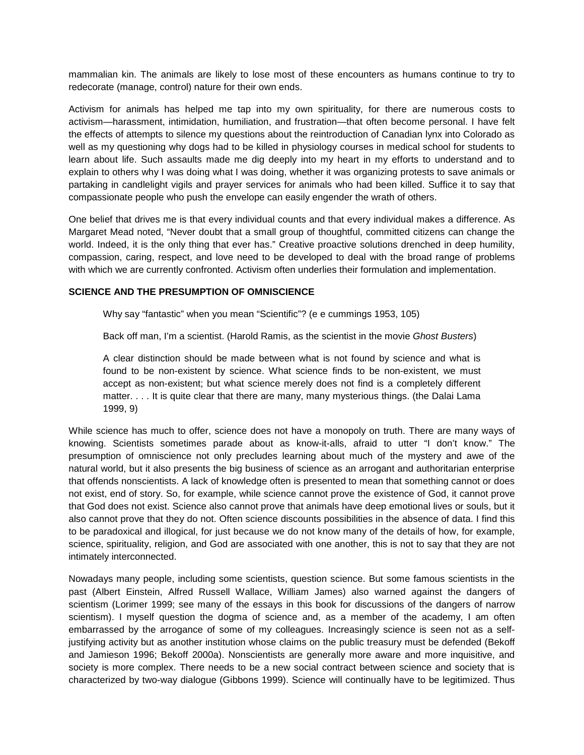mammalian kin. The animals are likely to lose most of these encounters as humans continue to try to redecorate (manage, control) nature for their own ends.

Activism for animals has helped me tap into my own spirituality, for there are numerous costs to activism—harassment, intimidation, humiliation, and frustration—that often become personal. I have felt the effects of attempts to silence my questions about the reintroduction of Canadian lynx into Colorado as well as my questioning why dogs had to be killed in physiology courses in medical school for students to learn about life. Such assaults made me dig deeply into my heart in my efforts to understand and to explain to others why I was doing what I was doing, whether it was organizing protests to save animals or partaking in candlelight vigils and prayer services for animals who had been killed. Suffice it to say that compassionate people who push the envelope can easily engender the wrath of others.

One belief that drives me is that every individual counts and that every individual makes a difference. As Margaret Mead noted, "Never doubt that a small group of thoughtful, committed citizens can change the world. Indeed, it is the only thing that ever has." Creative proactive solutions drenched in deep humility, compassion, caring, respect, and love need to be developed to deal with the broad range of problems with which we are currently confronted. Activism often underlies their formulation and implementation.

## SCIENCE AND THE PRESUMPTION OF OMNISCIENCE

> Why say "fantastic" when you mean "Scientific"? (e e cummings 1953, 105)
>
> Back off man, I'm a scientist. (Harold Ramis, as the scientist in the movie *Ghost Busters*)
>
> A clear distinction should be made between what is not found by science and what is found to be non-existent by science. What science finds to be non-existent, we must accept as non-existent; but what science merely does not find is a completely different matter. . . . It is quite clear that there are many, many mysterious things. (the Dalai Lama 1999, 9)

While science has much to offer, science does not have a monopoly on truth. There are many ways of knowing. Scientists sometimes parade about as know-it-alls, afraid to utter "I don't know." The presumption of omniscience not only precludes learning about much of the mystery and awe of the natural world, but it also presents the big business of science as an arrogant and authoritarian enterprise that offends nonscientists. A lack of knowledge often is presented to mean that something cannot or does not exist, end of story. So, for example, while science cannot prove the existence of God, it cannot prove that God does not exist. Science also cannot prove that animals have deep emotional lives or souls, but it also cannot prove that they do not. Often science discounts possibilities in the absence of data. I find this to be paradoxical and illogical, for just because we do not know many of the details of how, for example, science, spirituality, religion, and God are associated with one another, this is not to say that they are not intimately interconnected.

Nowadays many people, including some scientists, question science. But some famous scientists in the past (Albert Einstein, Alfred Russell Wallace, William James) also warned against the dangers of scientism (Lorimer 1999; see many of the essays in this book for discussions of the dangers of narrow scientism). I myself question the dogma of science and, as a member of the academy, I am often embarrassed by the arrogance of some of my colleagues. Increasingly science is seen not as a self-justifying activity but as another institution whose claims on the public treasury must be defended (Bekoff and Jamieson 1996; Bekoff 2000a). Nonscientists are generally more aware and more inquisitive, and society is more complex. There needs to be a new social contract between science and society that is characterized by two-way dialogue (Gibbons 1999). Science will continually have to be legitimized. Thus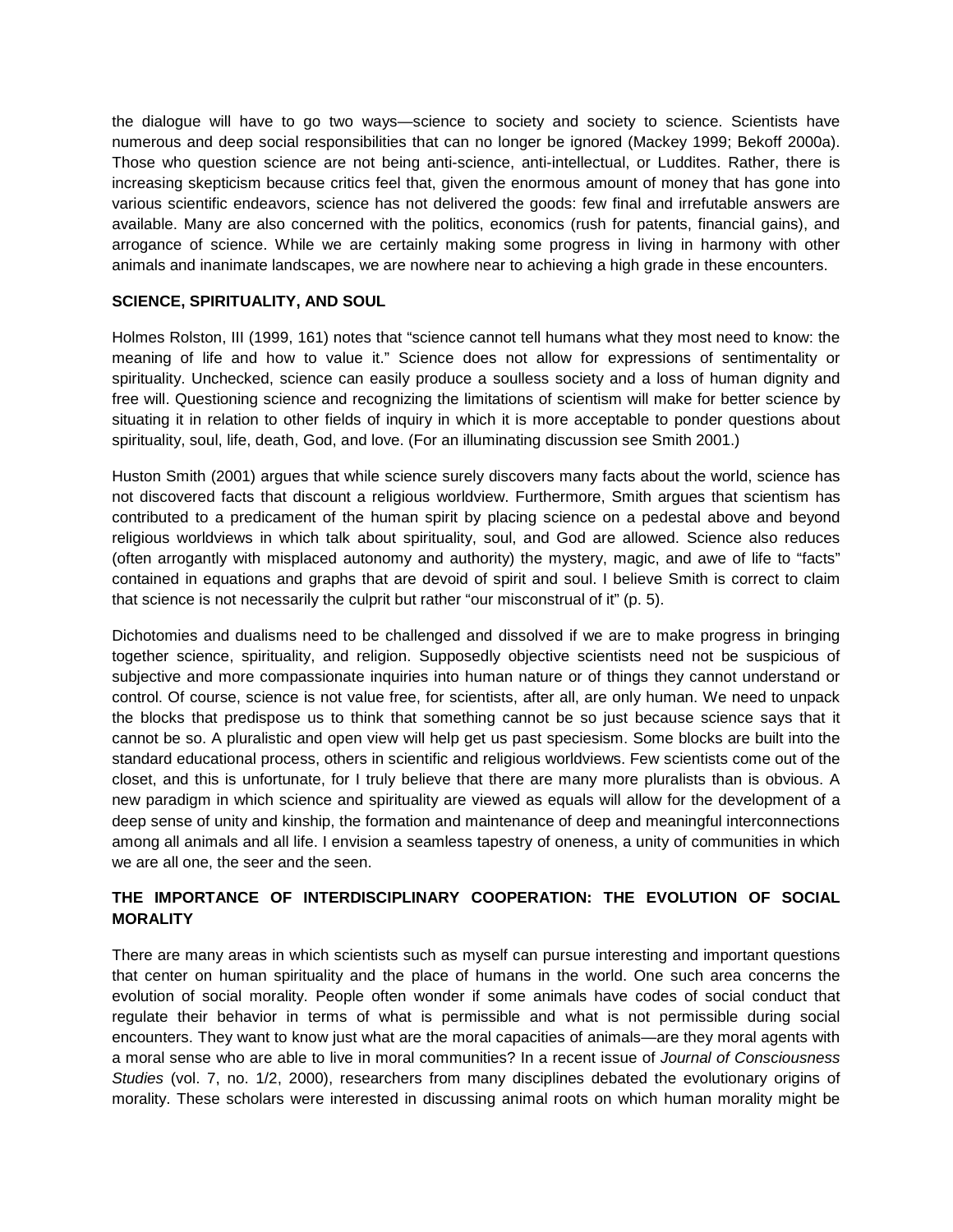the dialogue will have to go two ways—science to society and society to science. Scientists have numerous and deep social responsibilities that can no longer be ignored (Mackey 1999; Bekoff 2000a). Those who question science are not being anti-science, anti-intellectual, or Luddites. Rather, there is increasing skepticism because critics feel that, given the enormous amount of money that has gone into various scientific endeavors, science has not delivered the goods: few final and irrefutable answers are available. Many are also concerned with the politics, economics (rush for patents, financial gains), and arrogance of science. While we are certainly making some progress in living in harmony with other animals and inanimate landscapes, we are nowhere near to achieving a high grade in these encounters.

## SCIENCE, SPIRITUALITY, AND SOUL

Holmes Rolston, III (1999, 161) notes that "science cannot tell humans what they most need to know: the meaning of life and how to value it." Science does not allow for expressions of sentimentality or spirituality. Unchecked, science can easily produce a soulless society and a loss of human dignity and free will. Questioning science and recognizing the limitations of scientism will make for better science by situating it in relation to other fields of inquiry in which it is more acceptable to ponder questions about spirituality, soul, life, death, God, and love. (For an illuminating discussion see Smith 2001.)

Huston Smith (2001) argues that while science surely discovers many facts about the world, science has not discovered facts that discount a religious worldview. Furthermore, Smith argues that scientism has contributed to a predicament of the human spirit by placing science on a pedestal above and beyond religious worldviews in which talk about spirituality, soul, and God are allowed. Science also reduces (often arrogantly with misplaced autonomy and authority) the mystery, magic, and awe of life to "facts" contained in equations and graphs that are devoid of spirit and soul. I believe Smith is correct to claim that science is not necessarily the culprit but rather "our misconstrual of it" (p. 5).

Dichotomies and dualisms need to be challenged and dissolved if we are to make progress in bringing together science, spirituality, and religion. Supposedly objective scientists need not be suspicious of subjective and more compassionate inquiries into human nature or of things they cannot understand or control. Of course, science is not value free, for scientists, after all, are only human. We need to unpack the blocks that predispose us to think that something cannot be so just because science says that it cannot be so. A pluralistic and open view will help get us past speciesism. Some blocks are built into the standard educational process, others in scientific and religious worldviews. Few scientists come out of the closet, and this is unfortunate, for I truly believe that there are many more pluralists than is obvious. A new paradigm in which science and spirituality are viewed as equals will allow for the development of a deep sense of unity and kinship, the formation and maintenance of deep and meaningful interconnections among all animals and all life. I envision a seamless tapestry of oneness, a unity of communities in which we are all one, the seer and the seen.

## THE IMPORTANCE OF INTERDISCIPLINARY COOPERATION: THE EVOLUTION OF SOCIAL MORALITY

There are many areas in which scientists such as myself can pursue interesting and important questions that center on human spirituality and the place of humans in the world. One such area concerns the evolution of social morality. People often wonder if some animals have codes of social conduct that regulate their behavior in terms of what is permissible and what is not permissible during social encounters. They want to know just what are the moral capacities of animals—are they moral agents with a moral sense who are able to live in moral communities? In a recent issue of *Journal of Consciousness Studies* (vol. 7, no. 1/2, 2000), researchers from many disciplines debated the evolutionary origins of morality. These scholars were interested in discussing animal roots on which human morality might be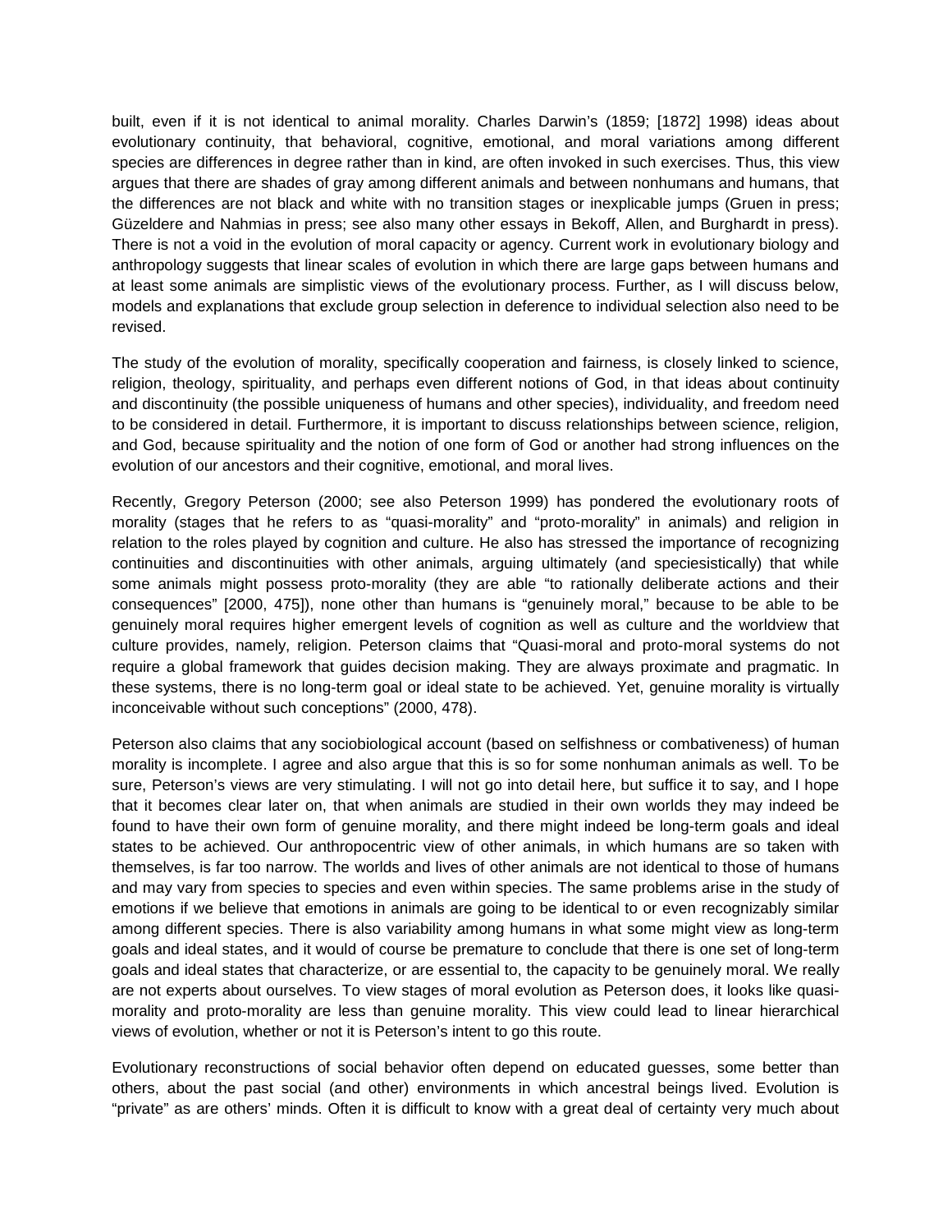built, even if it is not identical to animal morality. Charles Darwin's (1859; [1872] 1998) ideas about evolutionary continuity, that behavioral, cognitive, emotional, and moral variations among different species are differences in degree rather than in kind, are often invoked in such exercises. Thus, this view argues that there are shades of gray among different animals and between nonhumans and humans, that the differences are not black and white with no transition stages or inexplicable jumps (Gruen in press; Güzeldere and Nahmias in press; see also many other essays in Bekoff, Allen, and Burghardt in press). There is not a void in the evolution of moral capacity or agency. Current work in evolutionary biology and anthropology suggests that linear scales of evolution in which there are large gaps between humans and at least some animals are simplistic views of the evolutionary process. Further, as I will discuss below, models and explanations that exclude group selection in deference to individual selection also need to be revised.

The study of the evolution of morality, specifically cooperation and fairness, is closely linked to science, religion, theology, spirituality, and perhaps even different notions of God, in that ideas about continuity and discontinuity (the possible uniqueness of humans and other species), individuality, and freedom need to be considered in detail. Furthermore, it is important to discuss relationships between science, religion, and God, because spirituality and the notion of one form of God or another had strong influences on the evolution of our ancestors and their cognitive, emotional, and moral lives.

Recently, Gregory Peterson (2000; see also Peterson 1999) has pondered the evolutionary roots of morality (stages that he refers to as "quasi-morality" and "proto-morality" in animals) and religion in relation to the roles played by cognition and culture. He also has stressed the importance of recognizing continuities and discontinuities with other animals, arguing ultimately (and speciesistically) that while some animals might possess proto-morality (they are able "to rationally deliberate actions and their consequences" [2000, 475]), none other than humans is "genuinely moral," because to be able to be genuinely moral requires higher emergent levels of cognition as well as culture and the worldview that culture provides, namely, religion. Peterson claims that "Quasi-moral and proto-moral systems do not require a global framework that guides decision making. They are always proximate and pragmatic. In these systems, there is no long-term goal or ideal state to be achieved. Yet, genuine morality is virtually inconceivable without such conceptions" (2000, 478).

Peterson also claims that any sociobiological account (based on selfishness or combativeness) of human morality is incomplete. I agree and also argue that this is so for some nonhuman animals as well. To be sure, Peterson's views are very stimulating. I will not go into detail here, but suffice it to say, and I hope that it becomes clear later on, that when animals are studied in their own worlds they may indeed be found to have their own form of genuine morality, and there might indeed be long-term goals and ideal states to be achieved. Our anthropocentric view of other animals, in which humans are so taken with themselves, is far too narrow. The worlds and lives of other animals are not identical to those of humans and may vary from species to species and even within species. The same problems arise in the study of emotions if we believe that emotions in animals are going to be identical to or even recognizably similar among different species. There is also variability among humans in what some might view as long-term goals and ideal states, and it would of course be premature to conclude that there is one set of long-term goals and ideal states that characterize, or are essential to, the capacity to be genuinely moral. We really are not experts about ourselves. To view stages of moral evolution as Peterson does, it looks like quasi-morality and proto-morality are less than genuine morality. This view could lead to linear hierarchical views of evolution, whether or not it is Peterson's intent to go this route.

Evolutionary reconstructions of social behavior often depend on educated guesses, some better than others, about the past social (and other) environments in which ancestral beings lived. Evolution is "private" as are others' minds. Often it is difficult to know with a great deal of certainty very much about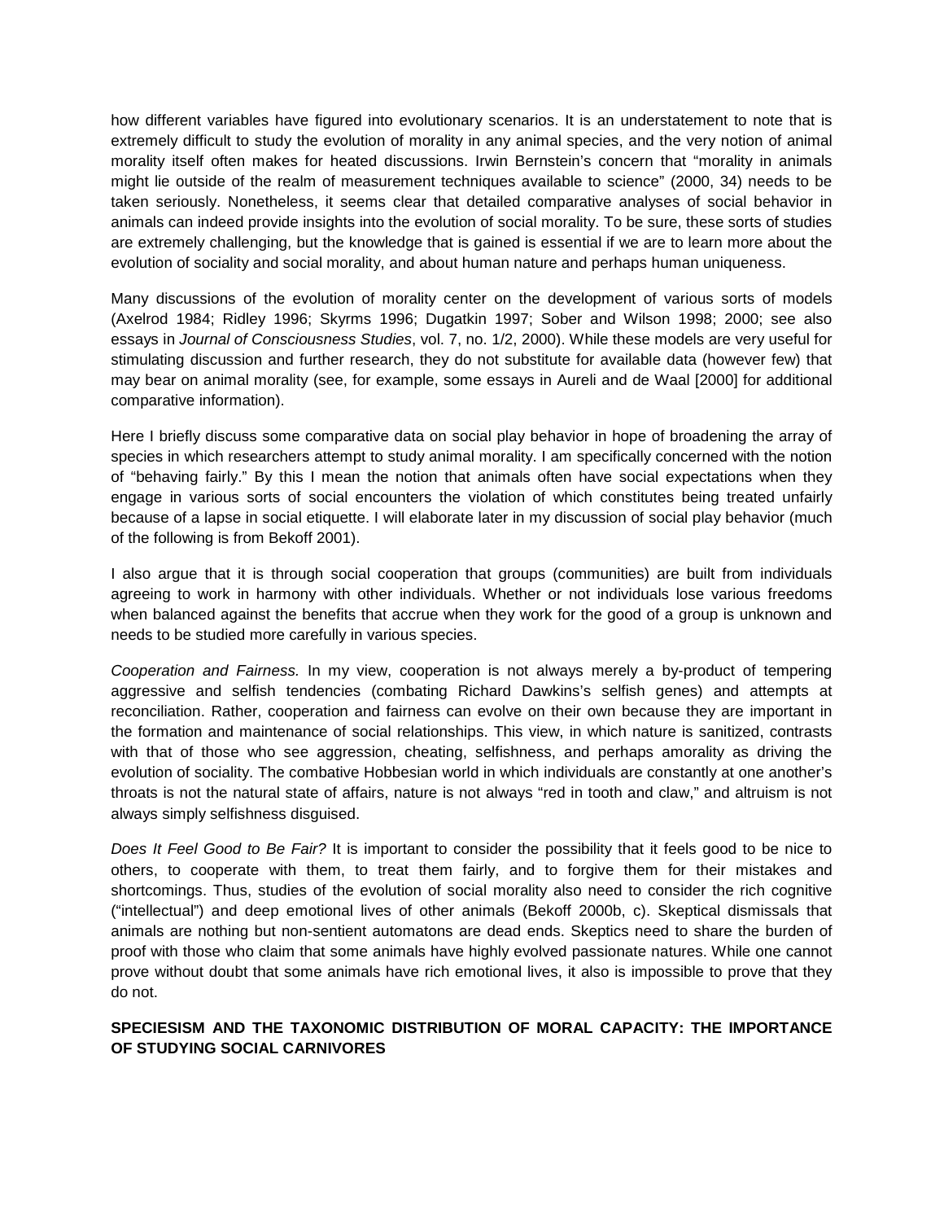how different variables have figured into evolutionary scenarios. It is an understatement to note that is extremely difficult to study the evolution of morality in any animal species, and the very notion of animal morality itself often makes for heated discussions. Irwin Bernstein's concern that "morality in animals might lie outside of the realm of measurement techniques available to science" (2000, 34) needs to be taken seriously. Nonetheless, it seems clear that detailed comparative analyses of social behavior in animals can indeed provide insights into the evolution of social morality. To be sure, these sorts of studies are extremely challenging, but the knowledge that is gained is essential if we are to learn more about the evolution of sociality and social morality, and about human nature and perhaps human uniqueness.

Many discussions of the evolution of morality center on the development of various sorts of models (Axelrod 1984; Ridley 1996; Skyrms 1996; Dugatkin 1997; Sober and Wilson 1998; 2000; see also essays in *Journal of Consciousness Studies*, vol. 7, no. 1/2, 2000). While these models are very useful for stimulating discussion and further research, they do not substitute for available data (however few) that may bear on animal morality (see, for example, some essays in Aureli and de Waal [2000] for additional comparative information).

Here I briefly discuss some comparative data on social play behavior in hope of broadening the array of species in which researchers attempt to study animal morality. I am specifically concerned with the notion of "behaving fairly." By this I mean the notion that animals often have social expectations when they engage in various sorts of social encounters the violation of which constitutes being treated unfairly because of a lapse in social etiquette. I will elaborate later in my discussion of social play behavior (much of the following is from Bekoff 2001).

I also argue that it is through social cooperation that groups (communities) are built from individuals agreeing to work in harmony with other individuals. Whether or not individuals lose various freedoms when balanced against the benefits that accrue when they work for the good of a group is unknown and needs to be studied more carefully in various species.

*Cooperation and Fairness.* In my view, cooperation is not always merely a by-product of tempering aggressive and selfish tendencies (combating Richard Dawkins's selfish genes) and attempts at reconciliation. Rather, cooperation and fairness can evolve on their own because they are important in the formation and maintenance of social relationships. This view, in which nature is sanitized, contrasts with that of those who see aggression, cheating, selfishness, and perhaps amorality as driving the evolution of sociality. The combative Hobbesian world in which individuals are constantly at one another's throats is not the natural state of affairs, nature is not always "red in tooth and claw," and altruism is not always simply selfishness disguised.

*Does It Feel Good to Be Fair?* It is important to consider the possibility that it feels good to be nice to others, to cooperate with them, to treat them fairly, and to forgive them for their mistakes and shortcomings. Thus, studies of the evolution of social morality also need to consider the rich cognitive ("intellectual") and deep emotional lives of other animals (Bekoff 2000b, c). Skeptical dismissals that animals are nothing but non-sentient automatons are dead ends. Skeptics need to share the burden of proof with those who claim that some animals have highly evolved passionate natures. While one cannot prove without doubt that some animals have rich emotional lives, it also is impossible to prove that they do not.

## SPECIESISM AND THE TAXONOMIC DISTRIBUTION OF MORAL CAPACITY: THE IMPORTANCE OF STUDYING SOCIAL CARNIVORES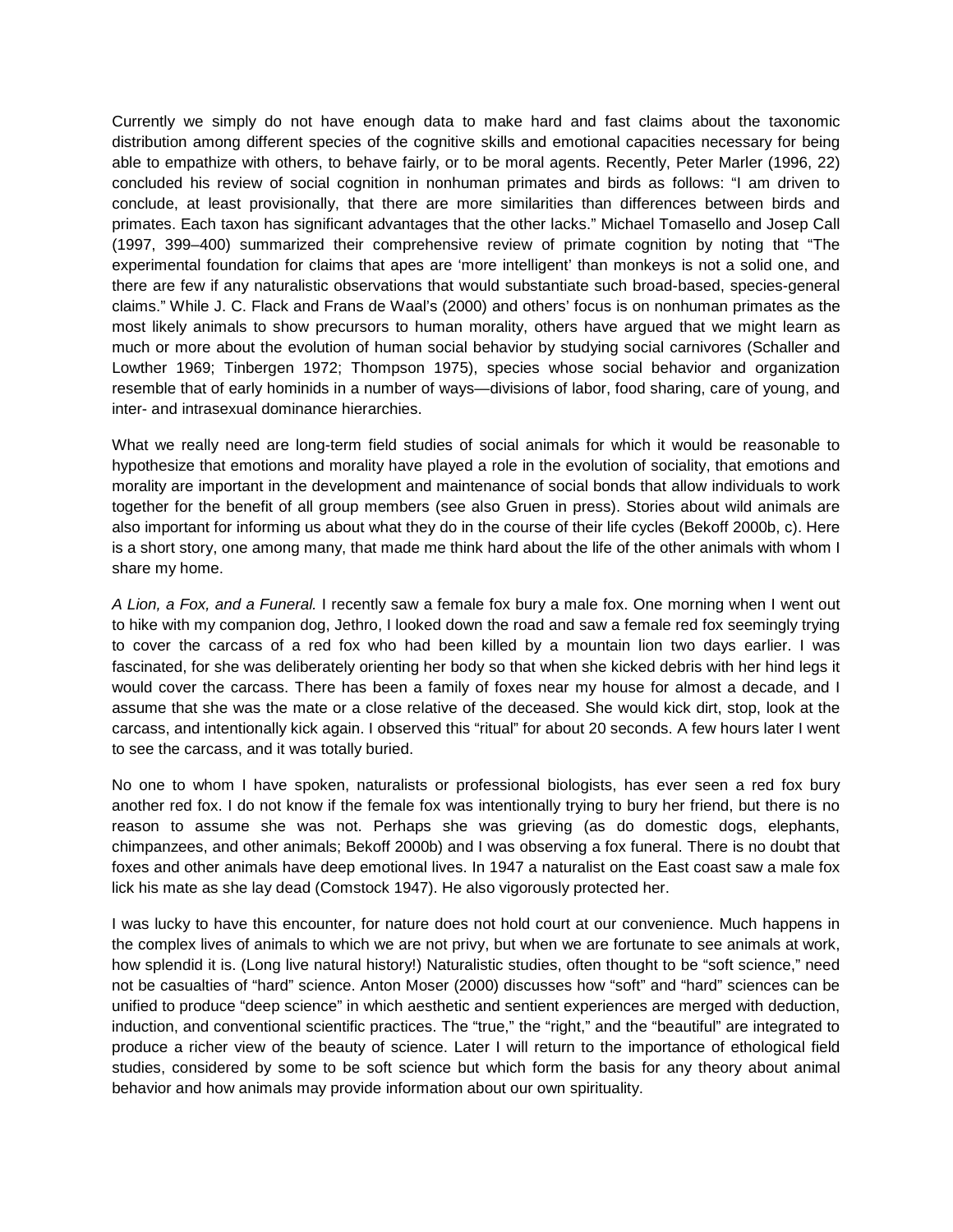Currently we simply do not have enough data to make hard and fast claims about the taxonomic distribution among different species of the cognitive skills and emotional capacities necessary for being able to empathize with others, to behave fairly, or to be moral agents. Recently, Peter Marler (1996, 22) concluded his review of social cognition in nonhuman primates and birds as follows: "I am driven to conclude, at least provisionally, that there are more similarities than differences between birds and primates. Each taxon has significant advantages that the other lacks." Michael Tomasello and Josep Call (1997, 399–400) summarized their comprehensive review of primate cognition by noting that "The experimental foundation for claims that apes are 'more intelligent' than monkeys is not a solid one, and there are few if any naturalistic observations that would substantiate such broad-based, species-general claims." While J. C. Flack and Frans de Waal's (2000) and others' focus is on nonhuman primates as the most likely animals to show precursors to human morality, others have argued that we might learn as much or more about the evolution of human social behavior by studying social carnivores (Schaller and Lowther 1969; Tinbergen 1972; Thompson 1975), species whose social behavior and organization resemble that of early hominids in a number of ways—divisions of labor, food sharing, care of young, and inter- and intrasexual dominance hierarchies.

What we really need are long-term field studies of social animals for which it would be reasonable to hypothesize that emotions and morality have played a role in the evolution of sociality, that emotions and morality are important in the development and maintenance of social bonds that allow individuals to work together for the benefit of all group members (see also Gruen in press). Stories about wild animals are also important for informing us about what they do in the course of their life cycles (Bekoff 2000b, c). Here is a short story, one among many, that made me think hard about the life of the other animals with whom I share my home.

*A Lion, a Fox, and a Funeral.* I recently saw a female fox bury a male fox. One morning when I went out to hike with my companion dog, Jethro, I looked down the road and saw a female red fox seemingly trying to cover the carcass of a red fox who had been killed by a mountain lion two days earlier. I was fascinated, for she was deliberately orienting her body so that when she kicked debris with her hind legs it would cover the carcass. There has been a family of foxes near my house for almost a decade, and I assume that she was the mate or a close relative of the deceased. She would kick dirt, stop, look at the carcass, and intentionally kick again. I observed this "ritual" for about 20 seconds. A few hours later I went to see the carcass, and it was totally buried.

No one to whom I have spoken, naturalists or professional biologists, has ever seen a red fox bury another red fox. I do not know if the female fox was intentionally trying to bury her friend, but there is no reason to assume she was not. Perhaps she was grieving (as do domestic dogs, elephants, chimpanzees, and other animals; Bekoff 2000b) and I was observing a fox funeral. There is no doubt that foxes and other animals have deep emotional lives. In 1947 a naturalist on the East coast saw a male fox lick his mate as she lay dead (Comstock 1947). He also vigorously protected her.

I was lucky to have this encounter, for nature does not hold court at our convenience. Much happens in the complex lives of animals to which we are not privy, but when we are fortunate to see animals at work, how splendid it is. (Long live natural history!) Naturalistic studies, often thought to be "soft science," need not be casualties of "hard" science. Anton Moser (2000) discusses how "soft" and "hard" sciences can be unified to produce "deep science" in which aesthetic and sentient experiences are merged with deduction, induction, and conventional scientific practices. The "true," the "right," and the "beautiful" are integrated to produce a richer view of the beauty of science. Later I will return to the importance of ethological field studies, considered by some to be soft science but which form the basis for any theory about animal behavior and how animals may provide information about our own spirituality.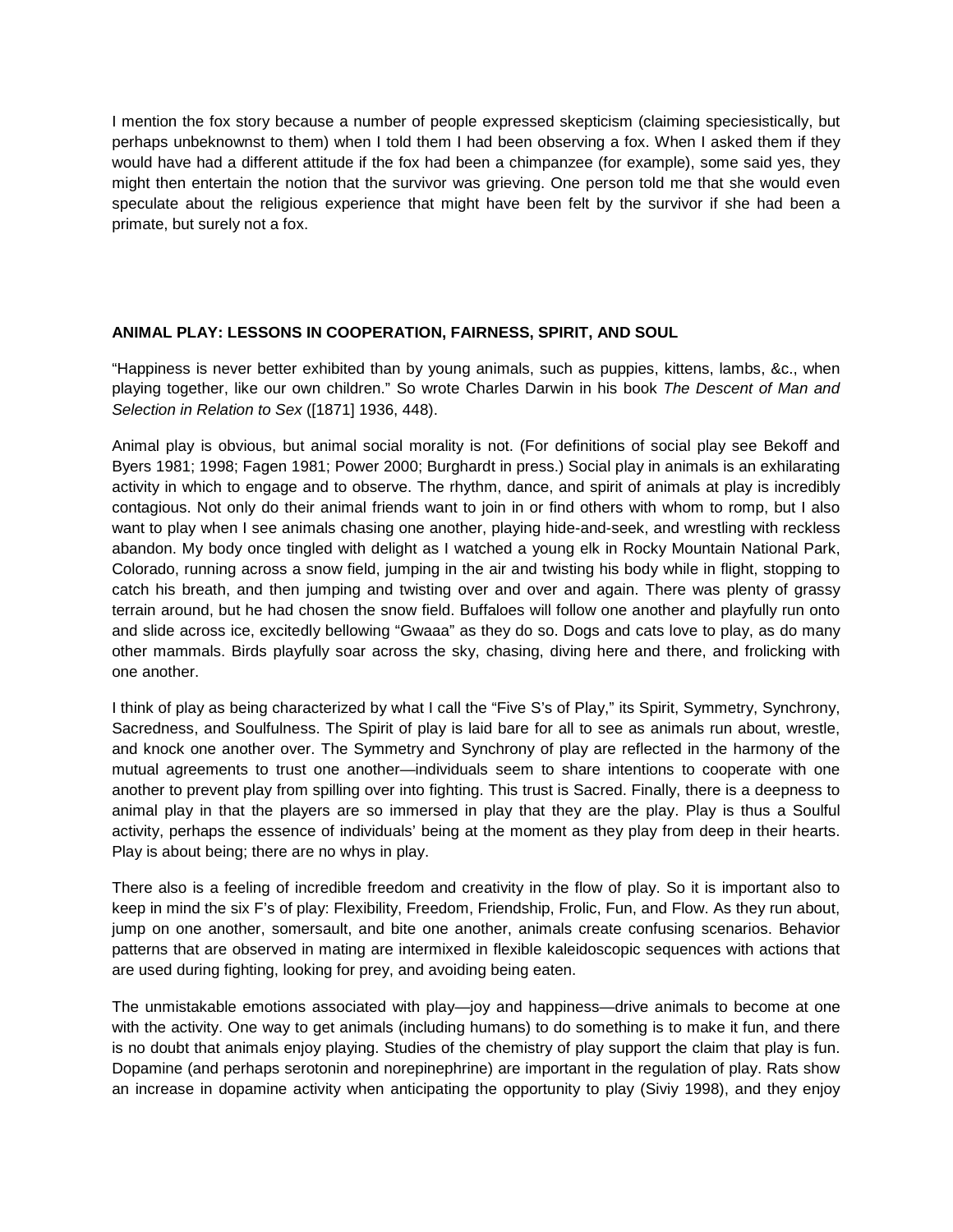I mention the fox story because a number of people expressed skepticism (claiming speciesistically, but perhaps unbeknownst to them) when I told them I had been observing a fox. When I asked them if they would have had a different attitude if the fox had been a chimpanzee (for example), some said yes, they might then entertain the notion that the survivor was grieving. One person told me that she would even speculate about the religious experience that might have been felt by the survivor if she had been a primate, but surely not a fox.

## ANIMAL PLAY: LESSONS IN COOPERATION, FAIRNESS, SPIRIT, AND SOUL

"Happiness is never better exhibited than by young animals, such as puppies, kittens, lambs, &c., when playing together, like our own children." So wrote Charles Darwin in his book *The Descent of Man and Selection in Relation to Sex* ([1871] 1936, 448).

Animal play is obvious, but animal social morality is not. (For definitions of social play see Bekoff and Byers 1981; 1998; Fagen 1981; Power 2000; Burghardt in press.) Social play in animals is an exhilarating activity in which to engage and to observe. The rhythm, dance, and spirit of animals at play is incredibly contagious. Not only do their animal friends want to join in or find others with whom to romp, but I also want to play when I see animals chasing one another, playing hide-and-seek, and wrestling with reckless abandon. My body once tingled with delight as I watched a young elk in Rocky Mountain National Park, Colorado, running across a snow field, jumping in the air and twisting his body while in flight, stopping to catch his breath, and then jumping and twisting over and over and again. There was plenty of grassy terrain around, but he had chosen the snow field. Buffaloes will follow one another and playfully run onto and slide across ice, excitedly bellowing "Gwaaa" as they do so. Dogs and cats love to play, as do many other mammals. Birds playfully soar across the sky, chasing, diving here and there, and frolicking with one another.

I think of play as being characterized by what I call the "Five S's of Play," its Spirit, Symmetry, Synchrony, Sacredness, and Soulfulness. The Spirit of play is laid bare for all to see as animals run about, wrestle, and knock one another over. The Symmetry and Synchrony of play are reflected in the harmony of the mutual agreements to trust one another—individuals seem to share intentions to cooperate with one another to prevent play from spilling over into fighting. This trust is Sacred. Finally, there is a deepness to animal play in that the players are so immersed in play that they are the play. Play is thus a Soulful activity, perhaps the essence of individuals' being at the moment as they play from deep in their hearts. Play is about being; there are no whys in play.

There also is a feeling of incredible freedom and creativity in the flow of play. So it is important also to keep in mind the six F's of play: Flexibility, Freedom, Friendship, Frolic, Fun, and Flow. As they run about, jump on one another, somersault, and bite one another, animals create confusing scenarios. Behavior patterns that are observed in mating are intermixed in flexible kaleidoscopic sequences with actions that are used during fighting, looking for prey, and avoiding being eaten.

The unmistakable emotions associated with play—joy and happiness—drive animals to become at one with the activity. One way to get animals (including humans) to do something is to make it fun, and there is no doubt that animals enjoy playing. Studies of the chemistry of play support the claim that play is fun. Dopamine (and perhaps serotonin and norepinephrine) are important in the regulation of play. Rats show an increase in dopamine activity when anticipating the opportunity to play (Siviy 1998), and they enjoy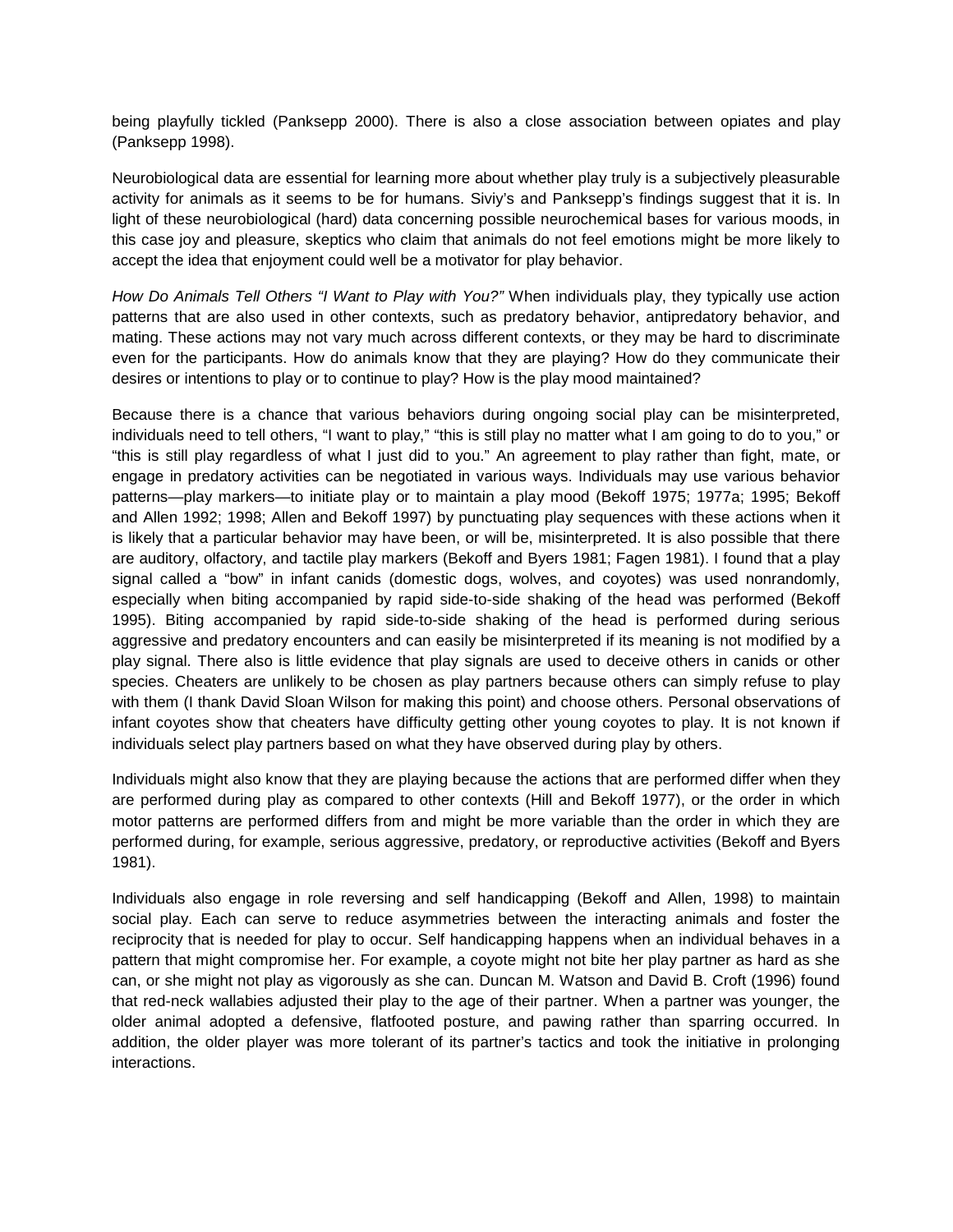being playfully tickled (Panksepp 2000). There is also a close association between opiates and play (Panksepp 1998).

Neurobiological data are essential for learning more about whether play truly is a subjectively pleasurable activity for animals as it seems to be for humans. Siviy's and Panksepp's findings suggest that it is. In light of these neurobiological (hard) data concerning possible neurochemical bases for various moods, in this case joy and pleasure, skeptics who claim that animals do not feel emotions might be more likely to accept the idea that enjoyment could well be a motivator for play behavior.

*How Do Animals Tell Others "I Want to Play with You?"* When individuals play, they typically use action patterns that are also used in other contexts, such as predatory behavior, antipredatory behavior, and mating. These actions may not vary much across different contexts, or they may be hard to discriminate even for the participants. How do animals know that they are playing? How do they communicate their desires or intentions to play or to continue to play? How is the play mood maintained?

Because there is a chance that various behaviors during ongoing social play can be misinterpreted, individuals need to tell others, "I want to play," "this is still play no matter what I am going to do to you," or "this is still play regardless of what I just did to you." An agreement to play rather than fight, mate, or engage in predatory activities can be negotiated in various ways. Individuals may use various behavior patterns—play markers—to initiate play or to maintain a play mood (Bekoff 1975; 1977a; 1995; Bekoff and Allen 1992; 1998; Allen and Bekoff 1997) by punctuating play sequences with these actions when it is likely that a particular behavior may have been, or will be, misinterpreted. It is also possible that there are auditory, olfactory, and tactile play markers (Bekoff and Byers 1981; Fagen 1981). I found that a play signal called a "bow" in infant canids (domestic dogs, wolves, and coyotes) was used nonrandomly, especially when biting accompanied by rapid side-to-side shaking of the head was performed (Bekoff 1995). Biting accompanied by rapid side-to-side shaking of the head is performed during serious aggressive and predatory encounters and can easily be misinterpreted if its meaning is not modified by a play signal. There also is little evidence that play signals are used to deceive others in canids or other species. Cheaters are unlikely to be chosen as play partners because others can simply refuse to play with them (I thank David Sloan Wilson for making this point) and choose others. Personal observations of infant coyotes show that cheaters have difficulty getting other young coyotes to play. It is not known if individuals select play partners based on what they have observed during play by others.

Individuals might also know that they are playing because the actions that are performed differ when they are performed during play as compared to other contexts (Hill and Bekoff 1977), or the order in which motor patterns are performed differs from and might be more variable than the order in which they are performed during, for example, serious aggressive, predatory, or reproductive activities (Bekoff and Byers 1981).

Individuals also engage in role reversing and self handicapping (Bekoff and Allen, 1998) to maintain social play. Each can serve to reduce asymmetries between the interacting animals and foster the reciprocity that is needed for play to occur. Self handicapping happens when an individual behaves in a pattern that might compromise her. For example, a coyote might not bite her play partner as hard as she can, or she might not play as vigorously as she can. Duncan M. Watson and David B. Croft (1996) found that red-neck wallabies adjusted their play to the age of their partner. When a partner was younger, the older animal adopted a defensive, flatfooted posture, and pawing rather than sparring occurred. In addition, the older player was more tolerant of its partner's tactics and took the initiative in prolonging interactions.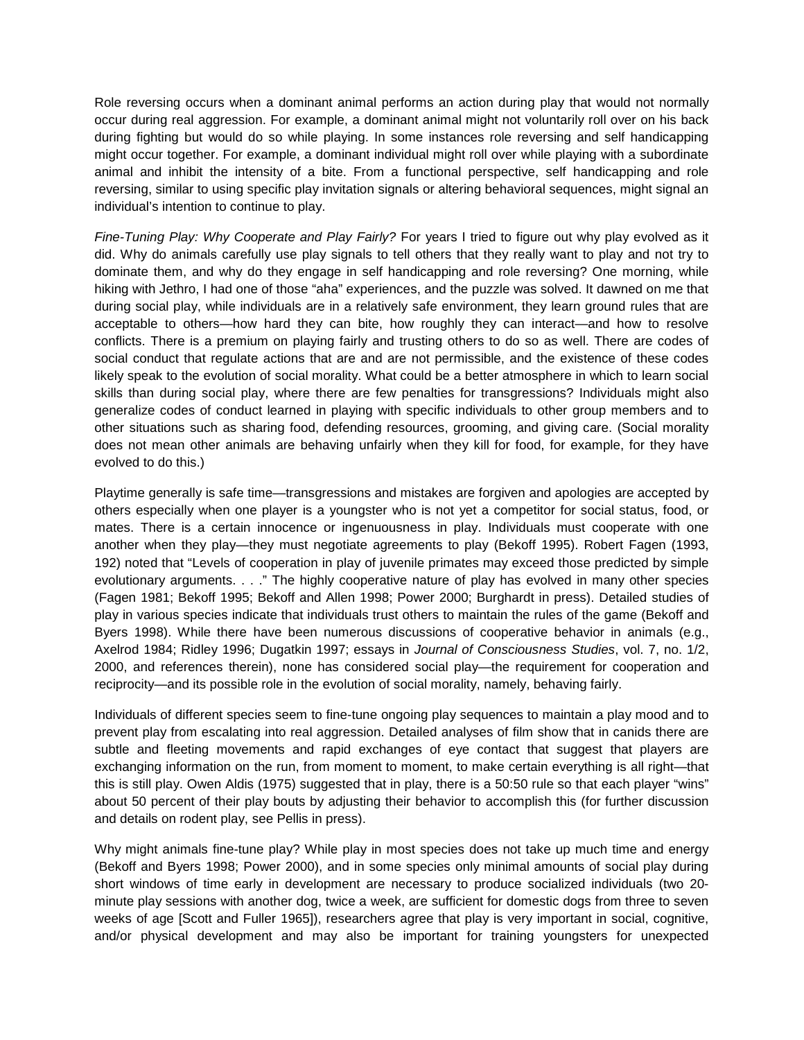Role reversing occurs when a dominant animal performs an action during play that would not normally occur during real aggression. For example, a dominant animal might not voluntarily roll over on his back during fighting but would do so while playing. In some instances role reversing and self handicapping might occur together. For example, a dominant individual might roll over while playing with a subordinate animal and inhibit the intensity of a bite. From a functional perspective, self handicapping and role reversing, similar to using specific play invitation signals or altering behavioral sequences, might signal an individual's intention to continue to play.

*Fine-Tuning Play: Why Cooperate and Play Fairly?* For years I tried to figure out why play evolved as it did. Why do animals carefully use play signals to tell others that they really want to play and not try to dominate them, and why do they engage in self handicapping and role reversing? One morning, while hiking with Jethro, I had one of those "aha" experiences, and the puzzle was solved. It dawned on me that during social play, while individuals are in a relatively safe environment, they learn ground rules that are acceptable to others—how hard they can bite, how roughly they can interact—and how to resolve conflicts. There is a premium on playing fairly and trusting others to do so as well. There are codes of social conduct that regulate actions that are and are not permissible, and the existence of these codes likely speak to the evolution of social morality. What could be a better atmosphere in which to learn social skills than during social play, where there are few penalties for transgressions? Individuals might also generalize codes of conduct learned in playing with specific individuals to other group members and to other situations such as sharing food, defending resources, grooming, and giving care. (Social morality does not mean other animals are behaving unfairly when they kill for food, for example, for they have evolved to do this.)

Playtime generally is safe time—transgressions and mistakes are forgiven and apologies are accepted by others especially when one player is a youngster who is not yet a competitor for social status, food, or mates. There is a certain innocence or ingenuousness in play. Individuals must cooperate with one another when they play—they must negotiate agreements to play (Bekoff 1995). Robert Fagen (1993, 192) noted that "Levels of cooperation in play of juvenile primates may exceed those predicted by simple evolutionary arguments. . . ." The highly cooperative nature of play has evolved in many other species (Fagen 1981; Bekoff 1995; Bekoff and Allen 1998; Power 2000; Burghardt in press). Detailed studies of play in various species indicate that individuals trust others to maintain the rules of the game (Bekoff and Byers 1998). While there have been numerous discussions of cooperative behavior in animals (e.g., Axelrod 1984; Ridley 1996; Dugatkin 1997; essays in *Journal of Consciousness Studies*, vol. 7, no. 1/2, 2000, and references therein), none has considered social play—the requirement for cooperation and reciprocity—and its possible role in the evolution of social morality, namely, behaving fairly.

Individuals of different species seem to fine-tune ongoing play sequences to maintain a play mood and to prevent play from escalating into real aggression. Detailed analyses of film show that in canids there are subtle and fleeting movements and rapid exchanges of eye contact that suggest that players are exchanging information on the run, from moment to moment, to make certain everything is all right—that this is still play. Owen Aldis (1975) suggested that in play, there is a 50:50 rule so that each player "wins" about 50 percent of their play bouts by adjusting their behavior to accomplish this (for further discussion and details on rodent play, see Pellis in press).

Why might animals fine-tune play? While play in most species does not take up much time and energy (Bekoff and Byers 1998; Power 2000), and in some species only minimal amounts of social play during short windows of time early in development are necessary to produce socialized individuals (two 20-minute play sessions with another dog, twice a week, are sufficient for domestic dogs from three to seven weeks of age [Scott and Fuller 1965]), researchers agree that play is very important in social, cognitive, and/or physical development and may also be important for training youngsters for unexpected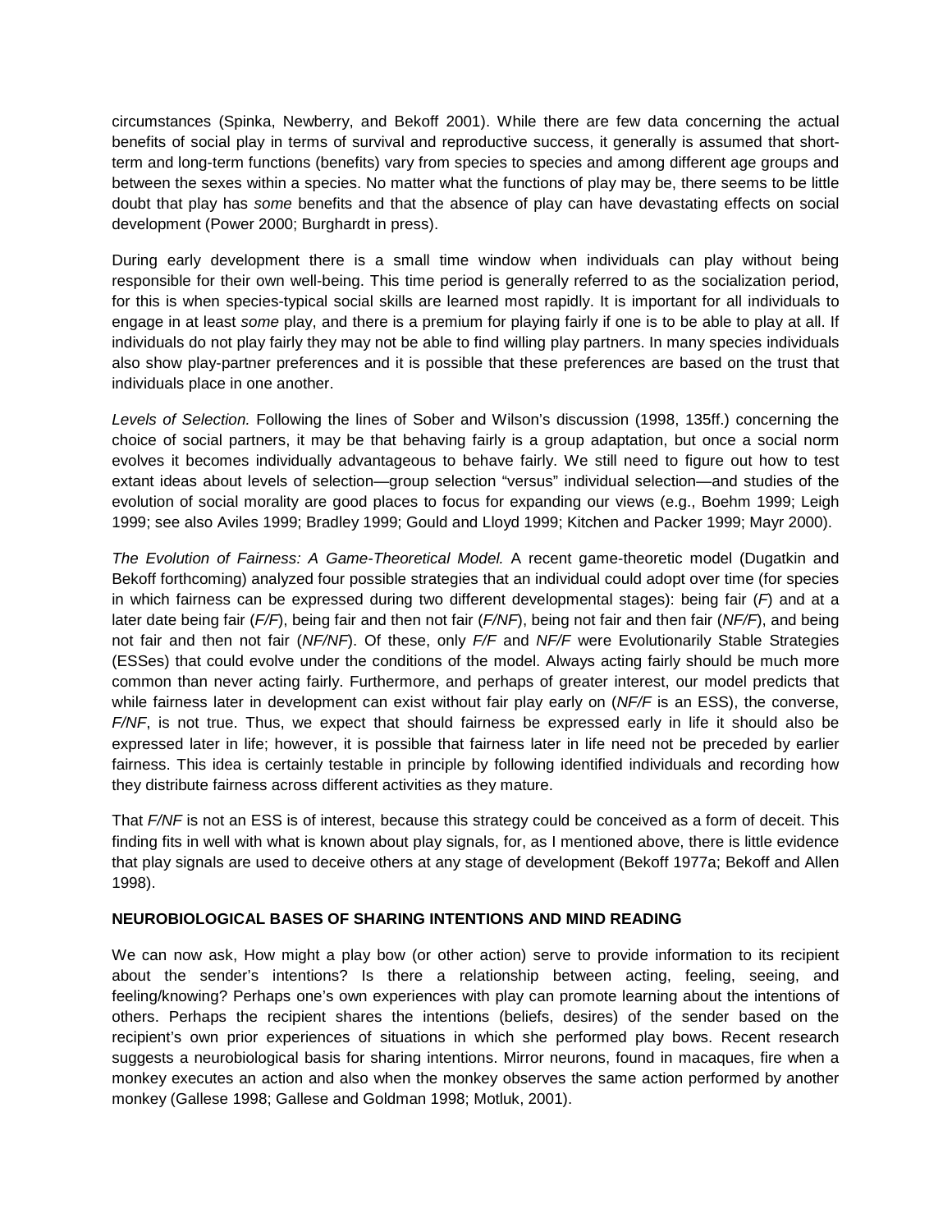circumstances (Spinka, Newberry, and Bekoff 2001). While there are few data concerning the actual benefits of social play in terms of survival and reproductive success, it generally is assumed that short-term and long-term functions (benefits) vary from species to species and among different age groups and between the sexes within a species. No matter what the functions of play may be, there seems to be little doubt that play has *some* benefits and that the absence of play can have devastating effects on social development (Power 2000; Burghardt in press).

During early development there is a small time window when individuals can play without being responsible for their own well-being. This time period is generally referred to as the socialization period, for this is when species-typical social skills are learned most rapidly. It is important for all individuals to engage in at least *some* play, and there is a premium for playing fairly if one is to be able to play at all. If individuals do not play fairly they may not be able to find willing play partners. In many species individuals also show play-partner preferences and it is possible that these preferences are based on the trust that individuals place in one another.

*Levels of Selection.* Following the lines of Sober and Wilson's discussion (1998, 135ff.) concerning the choice of social partners, it may be that behaving fairly is a group adaptation, but once a social norm evolves it becomes individually advantageous to behave fairly. We still need to figure out how to test extant ideas about levels of selection—group selection "versus" individual selection—and studies of the evolution of social morality are good places to focus for expanding our views (e.g., Boehm 1999; Leigh 1999; see also Aviles 1999; Bradley 1999; Gould and Lloyd 1999; Kitchen and Packer 1999; Mayr 2000).

*The Evolution of Fairness: A Game-Theoretical Model.* A recent game-theoretic model (Dugatkin and Bekoff forthcoming) analyzed four possible strategies that an individual could adopt over time (for species in which fairness can be expressed during two different developmental stages): being fair (*F*) and at a later date being fair (*F/F*), being fair and then not fair (*F/NF*), being not fair and then fair (*NF/F*), and being not fair and then not fair (*NF/NF*). Of these, only *F/F* and *NF/F* were Evolutionarily Stable Strategies (ESSes) that could evolve under the conditions of the model. Always acting fairly should be much more common than never acting fairly. Furthermore, and perhaps of greater interest, our model predicts that while fairness later in development can exist without fair play early on (*NF/F* is an ESS), the converse, *F/NF*, is not true. Thus, we expect that should fairness be expressed early in life it should also be expressed later in life; however, it is possible that fairness later in life need not be preceded by earlier fairness. This idea is certainly testable in principle by following identified individuals and recording how they distribute fairness across different activities as they mature.

That *F/NF* is not an ESS is of interest, because this strategy could be conceived as a form of deceit. This finding fits in well with what is known about play signals, for, as I mentioned above, there is little evidence that play signals are used to deceive others at any stage of development (Bekoff 1977a; Bekoff and Allen 1998).

## NEUROBIOLOGICAL BASES OF SHARING INTENTIONS AND MIND READING

We can now ask, How might a play bow (or other action) serve to provide information to its recipient about the sender's intentions? Is there a relationship between acting, feeling, seeing, and feeling/knowing? Perhaps one's own experiences with play can promote learning about the intentions of others. Perhaps the recipient shares the intentions (beliefs, desires) of the sender based on the recipient's own prior experiences of situations in which she performed play bows. Recent research suggests a neurobiological basis for sharing intentions. Mirror neurons, found in macaques, fire when a monkey executes an action and also when the monkey observes the same action performed by another monkey (Gallese 1998; Gallese and Goldman 1998; Motluk, 2001).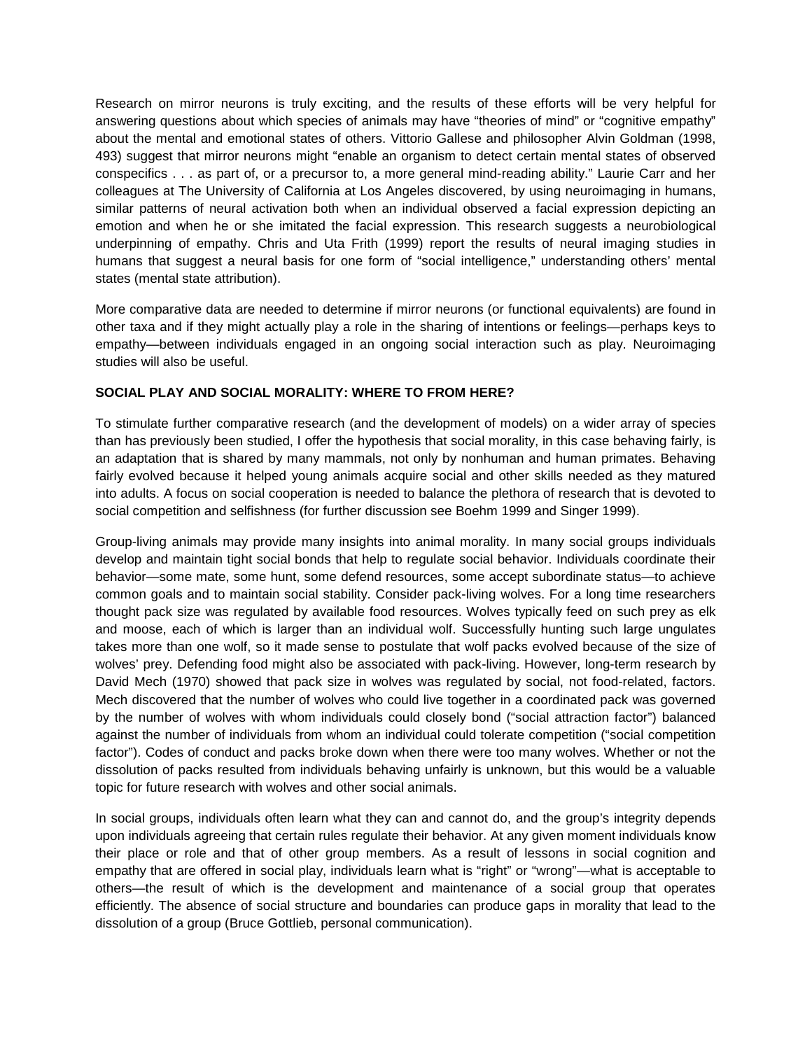Research on mirror neurons is truly exciting, and the results of these efforts will be very helpful for answering questions about which species of animals may have "theories of mind" or "cognitive empathy" about the mental and emotional states of others. Vittorio Gallese and philosopher Alvin Goldman (1998, 493) suggest that mirror neurons might "enable an organism to detect certain mental states of observed conspecifics . . . as part of, or a precursor to, a more general mind-reading ability." Laurie Carr and her colleagues at The University of California at Los Angeles discovered, by using neuroimaging in humans, similar patterns of neural activation both when an individual observed a facial expression depicting an emotion and when he or she imitated the facial expression. This research suggests a neurobiological underpinning of empathy. Chris and Uta Frith (1999) report the results of neural imaging studies in humans that suggest a neural basis for one form of "social intelligence," understanding others' mental states (mental state attribution).

More comparative data are needed to determine if mirror neurons (or functional equivalents) are found in other taxa and if they might actually play a role in the sharing of intentions or feelings—perhaps keys to empathy—between individuals engaged in an ongoing social interaction such as play. Neuroimaging studies will also be useful.

## SOCIAL PLAY AND SOCIAL MORALITY: WHERE TO FROM HERE?

To stimulate further comparative research (and the development of models) on a wider array of species than has previously been studied, I offer the hypothesis that social morality, in this case behaving fairly, is an adaptation that is shared by many mammals, not only by nonhuman and human primates. Behaving fairly evolved because it helped young animals acquire social and other skills needed as they matured into adults. A focus on social cooperation is needed to balance the plethora of research that is devoted to social competition and selfishness (for further discussion see Boehm 1999 and Singer 1999).

Group-living animals may provide many insights into animal morality. In many social groups individuals develop and maintain tight social bonds that help to regulate social behavior. Individuals coordinate their behavior—some mate, some hunt, some defend resources, some accept subordinate status—to achieve common goals and to maintain social stability. Consider pack-living wolves. For a long time researchers thought pack size was regulated by available food resources. Wolves typically feed on such prey as elk and moose, each of which is larger than an individual wolf. Successfully hunting such large ungulates takes more than one wolf, so it made sense to postulate that wolf packs evolved because of the size of wolves' prey. Defending food might also be associated with pack-living. However, long-term research by David Mech (1970) showed that pack size in wolves was regulated by social, not food-related, factors. Mech discovered that the number of wolves who could live together in a coordinated pack was governed by the number of wolves with whom individuals could closely bond ("social attraction factor") balanced against the number of individuals from whom an individual could tolerate competition ("social competition factor"). Codes of conduct and packs broke down when there were too many wolves. Whether or not the dissolution of packs resulted from individuals behaving unfairly is unknown, but this would be a valuable topic for future research with wolves and other social animals.

In social groups, individuals often learn what they can and cannot do, and the group's integrity depends upon individuals agreeing that certain rules regulate their behavior. At any given moment individuals know their place or role and that of other group members. As a result of lessons in social cognition and empathy that are offered in social play, individuals learn what is "right" or "wrong"—what is acceptable to others—the result of which is the development and maintenance of a social group that operates efficiently. The absence of social structure and boundaries can produce gaps in morality that lead to the dissolution of a group (Bruce Gottlieb, personal communication).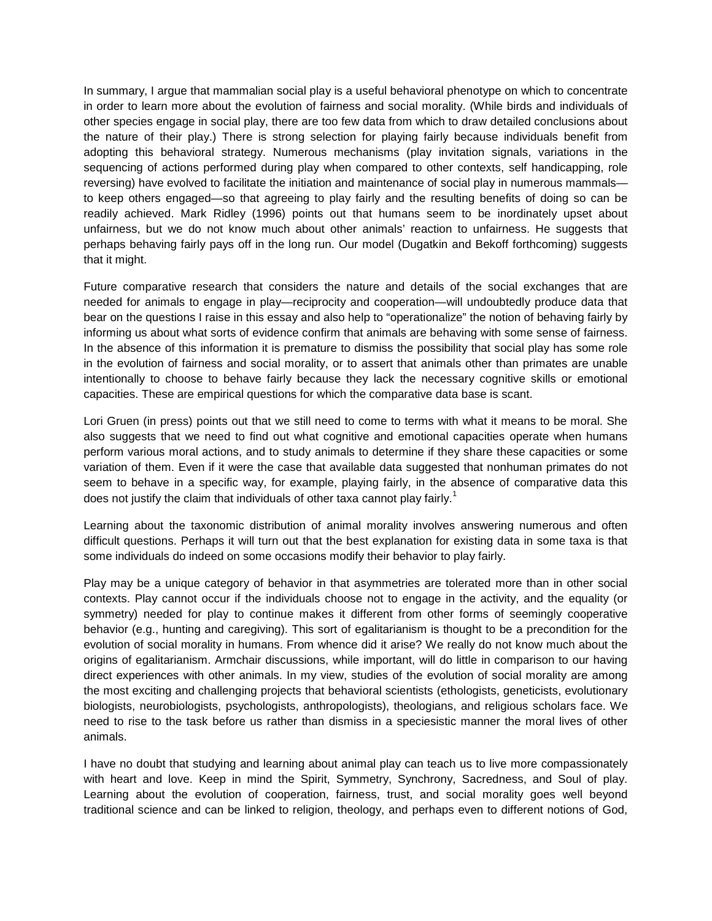In summary, I argue that mammalian social play is a useful behavioral phenotype on which to concentrate in order to learn more about the evolution of fairness and social morality. (While birds and individuals of other species engage in social play, there are too few data from which to draw detailed conclusions about the nature of their play.) There is strong selection for playing fairly because individuals benefit from adopting this behavioral strategy. Numerous mechanisms (play invitation signals, variations in the sequencing of actions performed during play when compared to other contexts, self handicapping, role reversing) have evolved to facilitate the initiation and maintenance of social play in numerous mammals—to keep others engaged—so that agreeing to play fairly and the resulting benefits of doing so can be readily achieved. Mark Ridley (1996) points out that humans seem to be inordinately upset about unfairness, but we do not know much about other animals' reaction to unfairness. He suggests that perhaps behaving fairly pays off in the long run. Our model (Dugatkin and Bekoff forthcoming) suggests that it might.

Future comparative research that considers the nature and details of the social exchanges that are needed for animals to engage in play—reciprocity and cooperation—will undoubtedly produce data that bear on the questions I raise in this essay and also help to "operationalize" the notion of behaving fairly by informing us about what sorts of evidence confirm that animals are behaving with some sense of fairness. In the absence of this information it is premature to dismiss the possibility that social play has some role in the evolution of fairness and social morality, or to assert that animals other than primates are unable intentionally to choose to behave fairly because they lack the necessary cognitive skills or emotional capacities. These are empirical questions for which the comparative data base is scant.

Lori Gruen (in press) points out that we still need to come to terms with what it means to be moral. She also suggests that we need to find out what cognitive and emotional capacities operate when humans perform various moral actions, and to study animals to determine if they share these capacities or some variation of them. Even if it were the case that available data suggested that nonhuman primates do not seem to behave in a specific way, for example, playing fairly, in the absence of comparative data this does not justify the claim that individuals of other taxa cannot play fairly.[1]

Learning about the taxonomic distribution of animal morality involves answering numerous and often difficult questions. Perhaps it will turn out that the best explanation for existing data in some taxa is that some individuals do indeed on some occasions modify their behavior to play fairly.

Play may be a unique category of behavior in that asymmetries are tolerated more than in other social contexts. Play cannot occur if the individuals choose not to engage in the activity, and the equality (or symmetry) needed for play to continue makes it different from other forms of seemingly cooperative behavior (e.g., hunting and caregiving). This sort of egalitarianism is thought to be a precondition for the evolution of social morality in humans. From whence did it arise? We really do not know much about the origins of egalitarianism. Armchair discussions, while important, will do little in comparison to our having direct experiences with other animals. In my view, studies of the evolution of social morality are among the most exciting and challenging projects that behavioral scientists (ethologists, geneticists, evolutionary biologists, neurobiologists, psychologists, anthropologists), theologians, and religious scholars face. We need to rise to the task before us rather than dismiss in a speciesistic manner the moral lives of other animals.

I have no doubt that studying and learning about animal play can teach us to live more compassionately with heart and love. Keep in mind the Spirit, Symmetry, Synchrony, Sacredness, and Soul of play. Learning about the evolution of cooperation, fairness, trust, and social morality goes well beyond traditional science and can be linked to religion, theology, and perhaps even to different notions of God,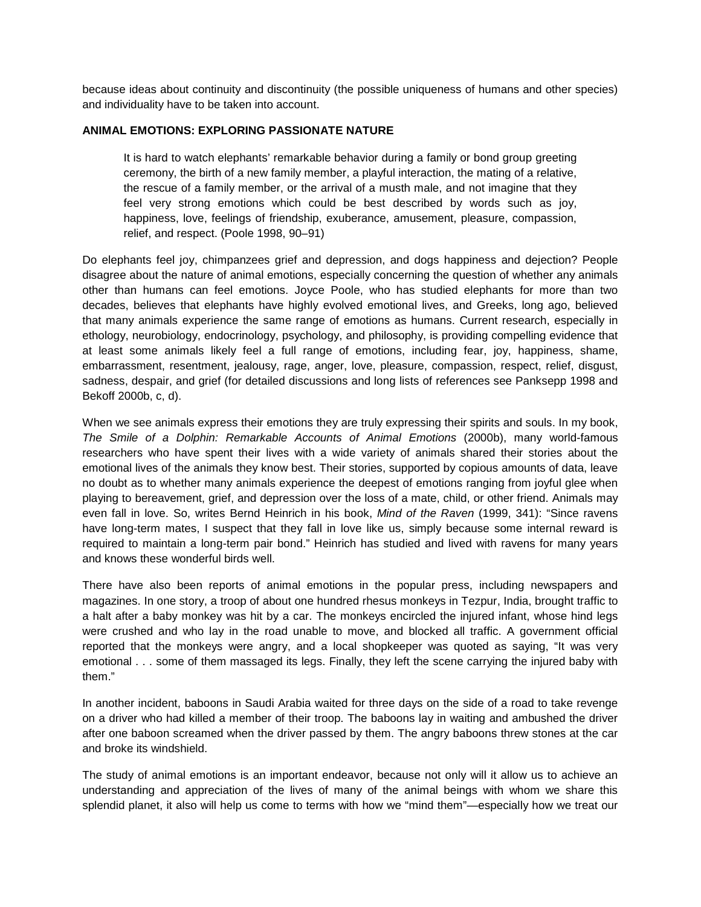because ideas about continuity and discontinuity (the possible uniqueness of humans and other species) and individuality have to be taken into account.

### ANIMAL EMOTIONS: EXPLORING PASSIONATE NATURE

> It is hard to watch elephants' remarkable behavior during a family or bond group greeting ceremony, the birth of a new family member, a playful interaction, the mating of a relative, the rescue of a family member, or the arrival of a musth male, and not imagine that they feel very strong emotions which could be best described by words such as joy, happiness, love, feelings of friendship, exuberance, amusement, pleasure, compassion, relief, and respect. (Poole 1998, 90–91)

Do elephants feel joy, chimpanzees grief and depression, and dogs happiness and dejection? People disagree about the nature of animal emotions, especially concerning the question of whether any animals other than humans can feel emotions. Joyce Poole, who has studied elephants for more than two decades, believes that elephants have highly evolved emotional lives, and Greeks, long ago, believed that many animals experience the same range of emotions as humans. Current research, especially in ethology, neurobiology, endocrinology, psychology, and philosophy, is providing compelling evidence that at least some animals likely feel a full range of emotions, including fear, joy, happiness, shame, embarrassment, resentment, jealousy, rage, anger, love, pleasure, compassion, respect, relief, disgust, sadness, despair, and grief (for detailed discussions and long lists of references see Panksepp 1998 and Bekoff 2000b, c, d).

When we see animals express their emotions they are truly expressing their spirits and souls. In my book, *The Smile of a Dolphin: Remarkable Accounts of Animal Emotions* (2000b), many world-famous researchers who have spent their lives with a wide variety of animals shared their stories about the emotional lives of the animals they know best. Their stories, supported by copious amounts of data, leave no doubt as to whether many animals experience the deepest of emotions ranging from joyful glee when playing to bereavement, grief, and depression over the loss of a mate, child, or other friend. Animals may even fall in love. So, writes Bernd Heinrich in his book, *Mind of the Raven* (1999, 341): "Since ravens have long-term mates, I suspect that they fall in love like us, simply because some internal reward is required to maintain a long-term pair bond." Heinrich has studied and lived with ravens for many years and knows these wonderful birds well.

There have also been reports of animal emotions in the popular press, including newspapers and magazines. In one story, a troop of about one hundred rhesus monkeys in Tezpur, India, brought traffic to a halt after a baby monkey was hit by a car. The monkeys encircled the injured infant, whose hind legs were crushed and who lay in the road unable to move, and blocked all traffic. A government official reported that the monkeys were angry, and a local shopkeeper was quoted as saying, "It was very emotional . . . some of them massaged its legs. Finally, they left the scene carrying the injured baby with them."

In another incident, baboons in Saudi Arabia waited for three days on the side of a road to take revenge on a driver who had killed a member of their troop. The baboons lay in waiting and ambushed the driver after one baboon screamed when the driver passed by them. The angry baboons threw stones at the car and broke its windshield.

The study of animal emotions is an important endeavor, because not only will it allow us to achieve an understanding and appreciation of the lives of many of the animal beings with whom we share this splendid planet, it also will help us come to terms with how we "mind them"—especially how we treat our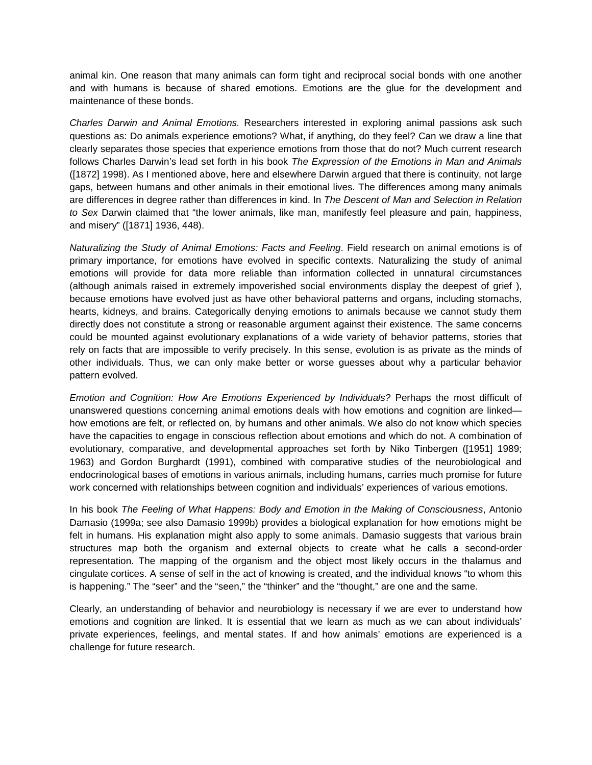animal kin. One reason that many animals can form tight and reciprocal social bonds with one another and with humans is because of shared emotions. Emotions are the glue for the development and maintenance of these bonds.

*Charles Darwin and Animal Emotions.* Researchers interested in exploring animal passions ask such questions as: Do animals experience emotions? What, if anything, do they feel? Can we draw a line that clearly separates those species that experience emotions from those that do not? Much current research follows Charles Darwin's lead set forth in his book *The Expression of the Emotions in Man and Animals* ([1872] 1998). As I mentioned above, here and elsewhere Darwin argued that there is continuity, not large gaps, between humans and other animals in their emotional lives. The differences among many animals are differences in degree rather than differences in kind. In *The Descent of Man and Selection in Relation to Sex* Darwin claimed that "the lower animals, like man, manifestly feel pleasure and pain, happiness, and misery" ([1871] 1936, 448).

*Naturalizing the Study of Animal Emotions: Facts and Feeling*. Field research on animal emotions is of primary importance, for emotions have evolved in specific contexts. Naturalizing the study of animal emotions will provide for data more reliable than information collected in unnatural circumstances (although animals raised in extremely impoverished social environments display the deepest of grief ), because emotions have evolved just as have other behavioral patterns and organs, including stomachs, hearts, kidneys, and brains. Categorically denying emotions to animals because we cannot study them directly does not constitute a strong or reasonable argument against their existence. The same concerns could be mounted against evolutionary explanations of a wide variety of behavior patterns, stories that rely on facts that are impossible to verify precisely. In this sense, evolution is as private as the minds of other individuals. Thus, we can only make better or worse guesses about why a particular behavior pattern evolved.

*Emotion and Cognition: How Are Emotions Experienced by Individuals?* Perhaps the most difficult of unanswered questions concerning animal emotions deals with how emotions and cognition are linked—how emotions are felt, or reflected on, by humans and other animals. We also do not know which species have the capacities to engage in conscious reflection about emotions and which do not. A combination of evolutionary, comparative, and developmental approaches set forth by Niko Tinbergen ([1951] 1989; 1963) and Gordon Burghardt (1991), combined with comparative studies of the neurobiological and endocrinological bases of emotions in various animals, including humans, carries much promise for future work concerned with relationships between cognition and individuals' experiences of various emotions.

In his book *The Feeling of What Happens: Body and Emotion in the Making of Consciousness*, Antonio Damasio (1999a; see also Damasio 1999b) provides a biological explanation for how emotions might be felt in humans. His explanation might also apply to some animals. Damasio suggests that various brain structures map both the organism and external objects to create what he calls a second-order representation. The mapping of the organism and the object most likely occurs in the thalamus and cingulate cortices. A sense of self in the act of knowing is created, and the individual knows "to whom this is happening." The "seer" and the "seen," the "thinker" and the "thought," are one and the same.

Clearly, an understanding of behavior and neurobiology is necessary if we are ever to understand how emotions and cognition are linked. It is essential that we learn as much as we can about individuals' private experiences, feelings, and mental states. If and how animals' emotions are experienced is a challenge for future research.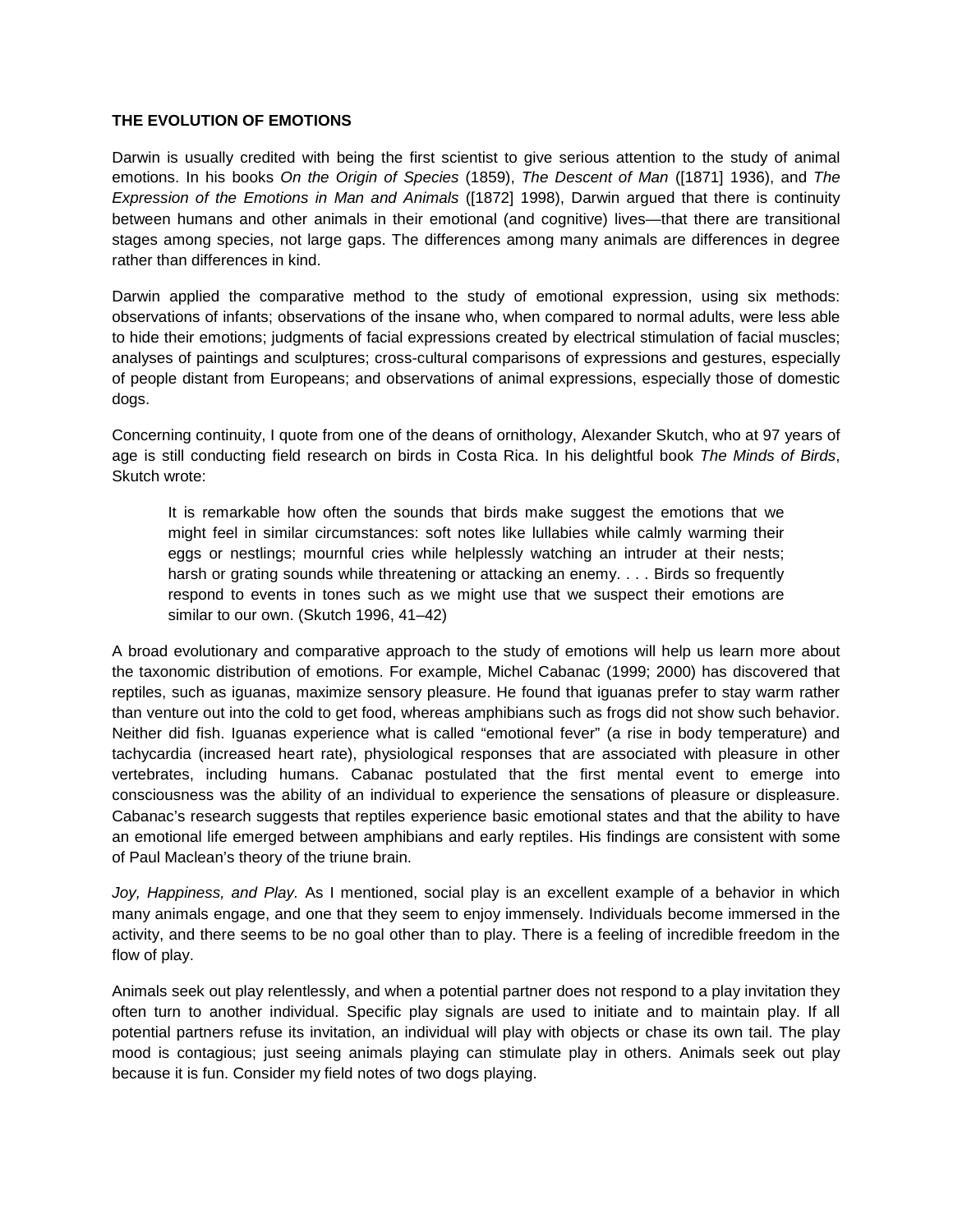**THE EVOLUTION OF EMOTIONS**

Darwin is usually credited with being the first scientist to give serious attention to the study of animal emotions. In his books *On the Origin of Species* (1859), *The Descent of Man* ([1871] 1936), and *The Expression of the Emotions in Man and Animals* ([1872] 1998), Darwin argued that there is continuity between humans and other animals in their emotional (and cognitive) lives—that there are transitional stages among species, not large gaps. The differences among many animals are differences in degree rather than differences in kind.

Darwin applied the comparative method to the study of emotional expression, using six methods: observations of infants; observations of the insane who, when compared to normal adults, were less able to hide their emotions; judgments of facial expressions created by electrical stimulation of facial muscles; analyses of paintings and sculptures; cross-cultural comparisons of expressions and gestures, especially of people distant from Europeans; and observations of animal expressions, especially those of domestic dogs.

Concerning continuity, I quote from one of the deans of ornithology, Alexander Skutch, who at 97 years of age is still conducting field research on birds in Costa Rica. In his delightful book *The Minds of Birds*, Skutch wrote:

> It is remarkable how often the sounds that birds make suggest the emotions that we might feel in similar circumstances: soft notes like lullabies while calmly warming their eggs or nestlings; mournful cries while helplessly watching an intruder at their nests; harsh or grating sounds while threatening or attacking an enemy. . . . Birds so frequently respond to events in tones such as we might use that we suspect their emotions are similar to our own. (Skutch 1996, 41–42)

A broad evolutionary and comparative approach to the study of emotions will help us learn more about the taxonomic distribution of emotions. For example, Michel Cabanac (1999; 2000) has discovered that reptiles, such as iguanas, maximize sensory pleasure. He found that iguanas prefer to stay warm rather than venture out into the cold to get food, whereas amphibians such as frogs did not show such behavior. Neither did fish. Iguanas experience what is called "emotional fever" (a rise in body temperature) and tachycardia (increased heart rate), physiological responses that are associated with pleasure in other vertebrates, including humans. Cabanac postulated that the first mental event to emerge into consciousness was the ability of an individual to experience the sensations of pleasure or displeasure. Cabanac's research suggests that reptiles experience basic emotional states and that the ability to have an emotional life emerged between amphibians and early reptiles. His findings are consistent with some of Paul Maclean's theory of the triune brain.

*Joy, Happiness, and Play.* As I mentioned, social play is an excellent example of a behavior in which many animals engage, and one that they seem to enjoy immensely. Individuals become immersed in the activity, and there seems to be no goal other than to play. There is a feeling of incredible freedom in the flow of play.

Animals seek out play relentlessly, and when a potential partner does not respond to a play invitation they often turn to another individual. Specific play signals are used to initiate and to maintain play. If all potential partners refuse its invitation, an individual will play with objects or chase its own tail. The play mood is contagious; just seeing animals playing can stimulate play in others. Animals seek out play because it is fun. Consider my field notes of two dogs playing.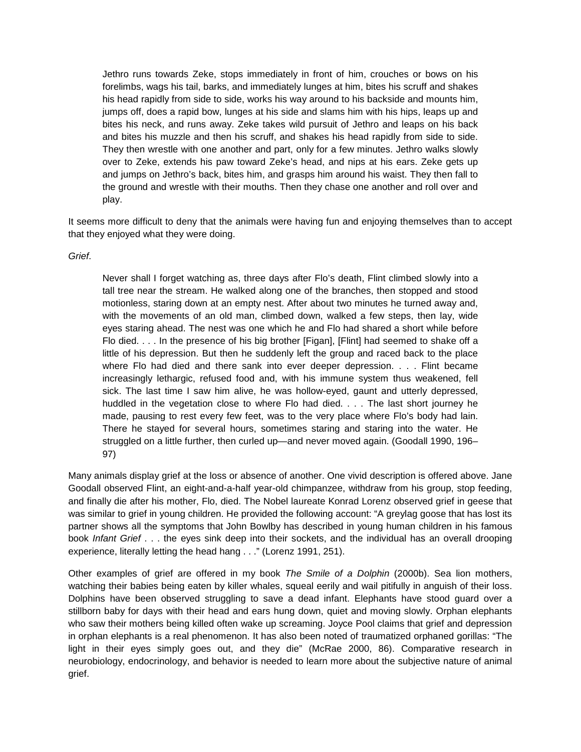> Jethro runs towards Zeke, stops immediately in front of him, crouches or bows on his forelimbs, wags his tail, barks, and immediately lunges at him, bites his scruff and shakes his head rapidly from side to side, works his way around to his backside and mounts him, jumps off, does a rapid bow, lunges at his side and slams him with his hips, leaps up and bites his neck, and runs away. Zeke takes wild pursuit of Jethro and leaps on his back and bites his muzzle and then his scruff, and shakes his head rapidly from side to side. They then wrestle with one another and part, only for a few minutes. Jethro walks slowly over to Zeke, extends his paw toward Zeke's head, and nips at his ears. Zeke gets up and jumps on Jethro's back, bites him, and grasps him around his waist. They then fall to the ground and wrestle with their mouths. Then they chase one another and roll over and play.

It seems more difficult to deny that the animals were having fun and enjoying themselves than to accept that they enjoyed what they were doing.

*Grief*.

> Never shall I forget watching as, three days after Flo's death, Flint climbed slowly into a tall tree near the stream. He walked along one of the branches, then stopped and stood motionless, staring down at an empty nest. After about two minutes he turned away and, with the movements of an old man, climbed down, walked a few steps, then lay, wide eyes staring ahead. The nest was one which he and Flo had shared a short while before Flo died. . . . In the presence of his big brother [Figan], [Flint] had seemed to shake off a little of his depression. But then he suddenly left the group and raced back to the place where Flo had died and there sank into ever deeper depression. . . . Flint became increasingly lethargic, refused food and, with his immune system thus weakened, fell sick. The last time I saw him alive, he was hollow-eyed, gaunt and utterly depressed, huddled in the vegetation close to where Flo had died. . . . The last short journey he made, pausing to rest every few feet, was to the very place where Flo's body had lain. There he stayed for several hours, sometimes staring and staring into the water. He struggled on a little further, then curled up—and never moved again. (Goodall 1990, 196–97)

Many animals display grief at the loss or absence of another. One vivid description is offered above. Jane Goodall observed Flint, an eight-and-a-half year-old chimpanzee, withdraw from his group, stop feeding, and finally die after his mother, Flo, died. The Nobel laureate Konrad Lorenz observed grief in geese that was similar to grief in young children. He provided the following account: "A greylag goose that has lost its partner shows all the symptoms that John Bowlby has described in young human children in his famous book *Infant Grief* . . . the eyes sink deep into their sockets, and the individual has an overall drooping experience, literally letting the head hang . . ." (Lorenz 1991, 251).

Other examples of grief are offered in my book *The Smile of a Dolphin* (2000b). Sea lion mothers, watching their babies being eaten by killer whales, squeal eerily and wail pitifully in anguish of their loss. Dolphins have been observed struggling to save a dead infant. Elephants have stood guard over a stillborn baby for days with their head and ears hung down, quiet and moving slowly. Orphan elephants who saw their mothers being killed often wake up screaming. Joyce Pool claims that grief and depression in orphan elephants is a real phenomenon. It has also been noted of traumatized orphaned gorillas: "The light in their eyes simply goes out, and they die" (McRae 2000, 86). Comparative research in neurobiology, endocrinology, and behavior is needed to learn more about the subjective nature of animal grief.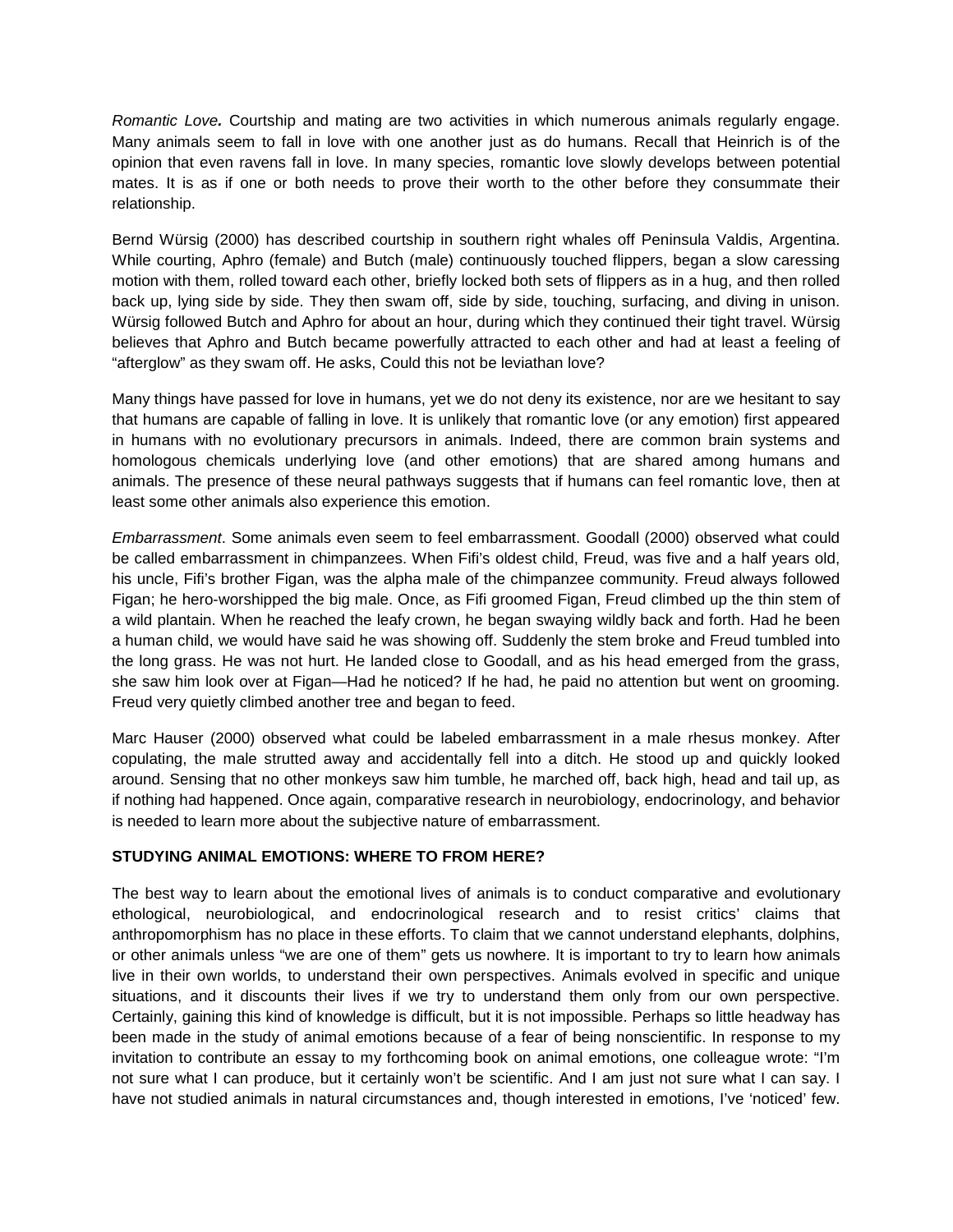*Romantic Love.* Courtship and mating are two activities in which numerous animals regularly engage. Many animals seem to fall in love with one another just as do humans. Recall that Heinrich is of the opinion that even ravens fall in love. In many species, romantic love slowly develops between potential mates. It is as if one or both needs to prove their worth to the other before they consummate their relationship.

Bernd Würsig (2000) has described courtship in southern right whales off Peninsula Valdis, Argentina. While courting, Aphro (female) and Butch (male) continuously touched flippers, began a slow caressing motion with them, rolled toward each other, briefly locked both sets of flippers as in a hug, and then rolled back up, lying side by side. They then swam off, side by side, touching, surfacing, and diving in unison. Würsig followed Butch and Aphro for about an hour, during which they continued their tight travel. Würsig believes that Aphro and Butch became powerfully attracted to each other and had at least a feeling of "afterglow" as they swam off. He asks, Could this not be leviathan love?

Many things have passed for love in humans, yet we do not deny its existence, nor are we hesitant to say that humans are capable of falling in love. It is unlikely that romantic love (or any emotion) first appeared in humans with no evolutionary precursors in animals. Indeed, there are common brain systems and homologous chemicals underlying love (and other emotions) that are shared among humans and animals. The presence of these neural pathways suggests that if humans can feel romantic love, then at least some other animals also experience this emotion.

*Embarrassment*. Some animals even seem to feel embarrassment. Goodall (2000) observed what could be called embarrassment in chimpanzees. When Fifi's oldest child, Freud, was five and a half years old, his uncle, Fifi's brother Figan, was the alpha male of the chimpanzee community. Freud always followed Figan; he hero-worshipped the big male. Once, as Fifi groomed Figan, Freud climbed up the thin stem of a wild plantain. When he reached the leafy crown, he began swaying wildly back and forth. Had he been a human child, we would have said he was showing off. Suddenly the stem broke and Freud tumbled into the long grass. He was not hurt. He landed close to Goodall, and as his head emerged from the grass, she saw him look over at Figan—Had he noticed? If he had, he paid no attention but went on grooming. Freud very quietly climbed another tree and began to feed.

Marc Hauser (2000) observed what could be labeled embarrassment in a male rhesus monkey. After copulating, the male strutted away and accidentally fell into a ditch. He stood up and quickly looked around. Sensing that no other monkeys saw him tumble, he marched off, back high, head and tail up, as if nothing had happened. Once again, comparative research in neurobiology, endocrinology, and behavior is needed to learn more about the subjective nature of embarrassment.

## STUDYING ANIMAL EMOTIONS: WHERE TO FROM HERE?

The best way to learn about the emotional lives of animals is to conduct comparative and evolutionary ethological, neurobiological, and endocrinological research and to resist critics' claims that anthropomorphism has no place in these efforts. To claim that we cannot understand elephants, dolphins, or other animals unless "we are one of them" gets us nowhere. It is important to try to learn how animals live in their own worlds, to understand their own perspectives. Animals evolved in specific and unique situations, and it discounts their lives if we try to understand them only from our own perspective. Certainly, gaining this kind of knowledge is difficult, but it is not impossible. Perhaps so little headway has been made in the study of animal emotions because of a fear of being nonscientific. In response to my invitation to contribute an essay to my forthcoming book on animal emotions, one colleague wrote: "I'm not sure what I can produce, but it certainly won't be scientific. And I am just not sure what I can say. I have not studied animals in natural circumstances and, though interested in emotions, I've 'noticed' few.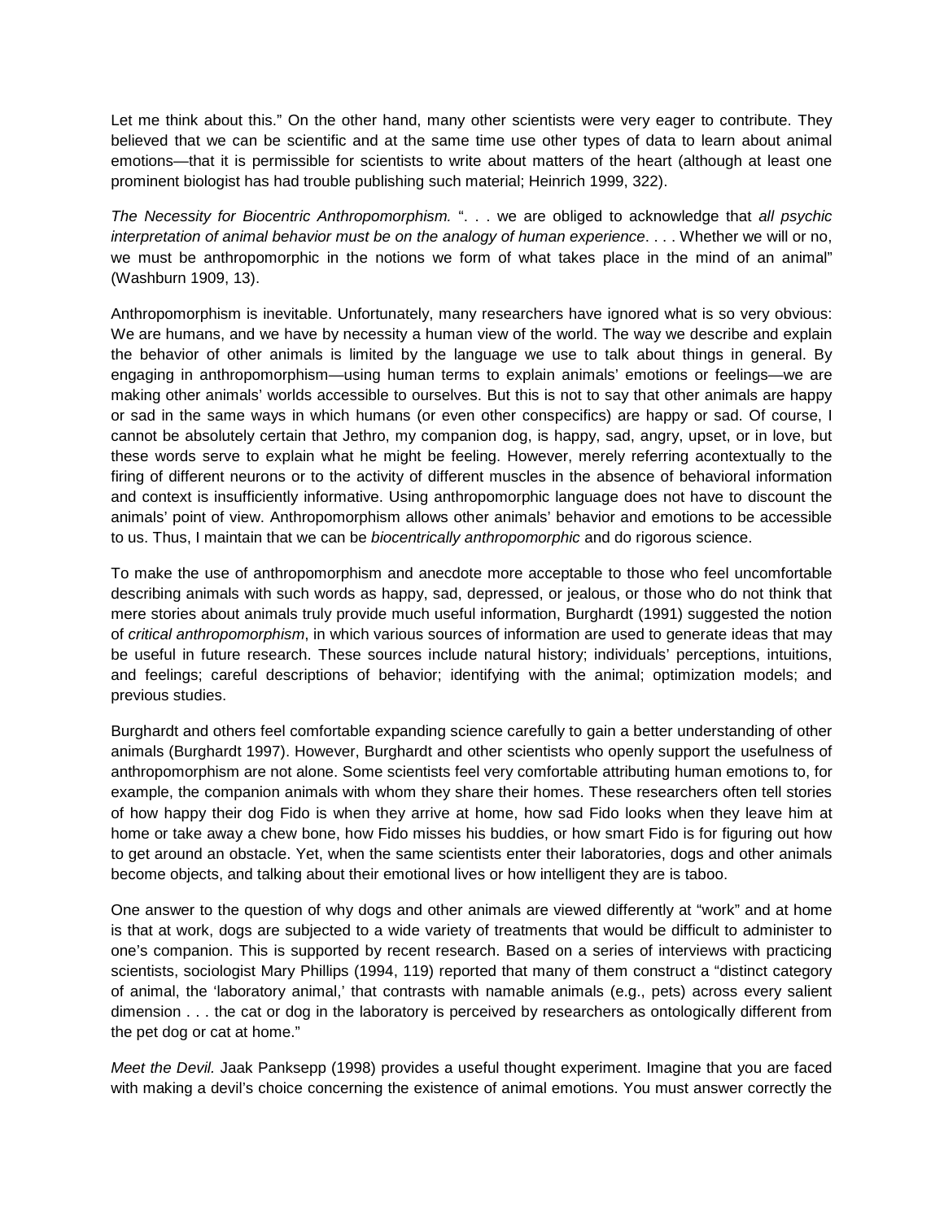Let me think about this." On the other hand, many other scientists were very eager to contribute. They believed that we can be scientific and at the same time use other types of data to learn about animal emotions—that it is permissible for scientists to write about matters of the heart (although at least one prominent biologist has had trouble publishing such material; Heinrich 1999, 322).

*The Necessity for Biocentric Anthropomorphism.* ". . . we are obliged to acknowledge that *all psychic interpretation of animal behavior must be on the analogy of human experience*. . . . Whether we will or no, we must be anthropomorphic in the notions we form of what takes place in the mind of an animal" (Washburn 1909, 13).

Anthropomorphism is inevitable. Unfortunately, many researchers have ignored what is so very obvious: We are humans, and we have by necessity a human view of the world. The way we describe and explain the behavior of other animals is limited by the language we use to talk about things in general. By engaging in anthropomorphism—using human terms to explain animals' emotions or feelings—we are making other animals' worlds accessible to ourselves. But this is not to say that other animals are happy or sad in the same ways in which humans (or even other conspecifics) are happy or sad. Of course, I cannot be absolutely certain that Jethro, my companion dog, is happy, sad, angry, upset, or in love, but these words serve to explain what he might be feeling. However, merely referring acontextually to the firing of different neurons or to the activity of different muscles in the absence of behavioral information and context is insufficiently informative. Using anthropomorphic language does not have to discount the animals' point of view. Anthropomorphism allows other animals' behavior and emotions to be accessible to us. Thus, I maintain that we can be *biocentrically anthropomorphic* and do rigorous science.

To make the use of anthropomorphism and anecdote more acceptable to those who feel uncomfortable describing animals with such words as happy, sad, depressed, or jealous, or those who do not think that mere stories about animals truly provide much useful information, Burghardt (1991) suggested the notion of *critical anthropomorphism*, in which various sources of information are used to generate ideas that may be useful in future research. These sources include natural history; individuals' perceptions, intuitions, and feelings; careful descriptions of behavior; identifying with the animal; optimization models; and previous studies.

Burghardt and others feel comfortable expanding science carefully to gain a better understanding of other animals (Burghardt 1997). However, Burghardt and other scientists who openly support the usefulness of anthropomorphism are not alone. Some scientists feel very comfortable attributing human emotions to, for example, the companion animals with whom they share their homes. These researchers often tell stories of how happy their dog Fido is when they arrive at home, how sad Fido looks when they leave him at home or take away a chew bone, how Fido misses his buddies, or how smart Fido is for figuring out how to get around an obstacle. Yet, when the same scientists enter their laboratories, dogs and other animals become objects, and talking about their emotional lives or how intelligent they are is taboo.

One answer to the question of why dogs and other animals are viewed differently at "work" and at home is that at work, dogs are subjected to a wide variety of treatments that would be difficult to administer to one's companion. This is supported by recent research. Based on a series of interviews with practicing scientists, sociologist Mary Phillips (1994, 119) reported that many of them construct a "distinct category of animal, the 'laboratory animal,' that contrasts with namable animals (e.g., pets) across every salient dimension . . . the cat or dog in the laboratory is perceived by researchers as ontologically different from the pet dog or cat at home."

*Meet the Devil.* Jaak Panksepp (1998) provides a useful thought experiment. Imagine that you are faced with making a devil's choice concerning the existence of animal emotions. You must answer correctly the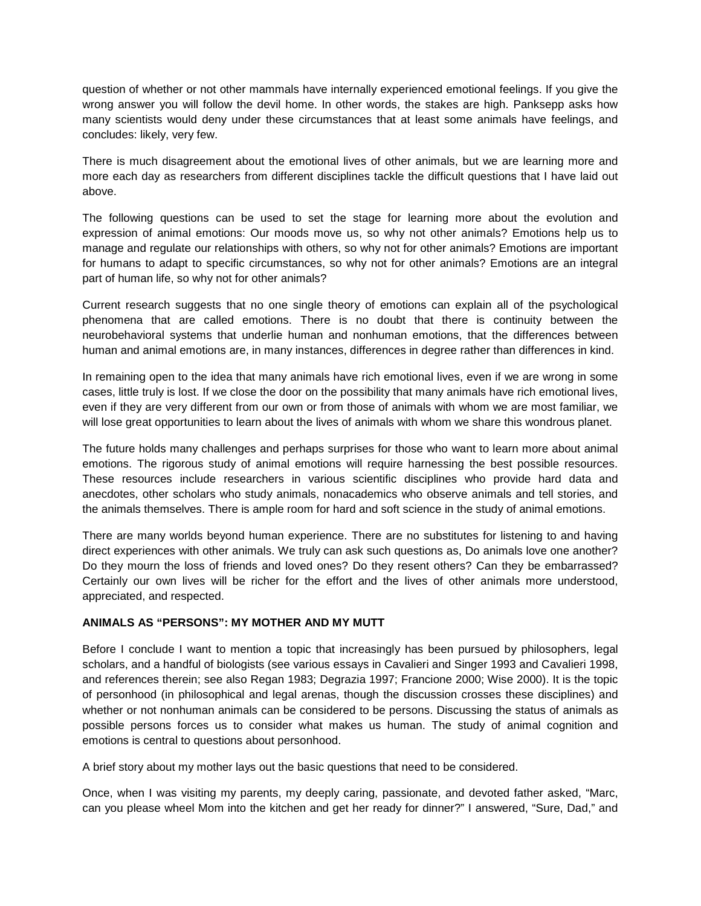question of whether or not other mammals have internally experienced emotional feelings. If you give the wrong answer you will follow the devil home. In other words, the stakes are high. Panksepp asks how many scientists would deny under these circumstances that at least some animals have feelings, and concludes: likely, very few.

There is much disagreement about the emotional lives of other animals, but we are learning more and more each day as researchers from different disciplines tackle the difficult questions that I have laid out above.

The following questions can be used to set the stage for learning more about the evolution and expression of animal emotions: Our moods move us, so why not other animals? Emotions help us to manage and regulate our relationships with others, so why not for other animals? Emotions are important for humans to adapt to specific circumstances, so why not for other animals? Emotions are an integral part of human life, so why not for other animals?

Current research suggests that no one single theory of emotions can explain all of the psychological phenomena that are called emotions. There is no doubt that there is continuity between the neurobehavioral systems that underlie human and nonhuman emotions, that the differences between human and animal emotions are, in many instances, differences in degree rather than differences in kind.

In remaining open to the idea that many animals have rich emotional lives, even if we are wrong in some cases, little truly is lost. If we close the door on the possibility that many animals have rich emotional lives, even if they are very different from our own or from those of animals with whom we are most familiar, we will lose great opportunities to learn about the lives of animals with whom we share this wondrous planet.

The future holds many challenges and perhaps surprises for those who want to learn more about animal emotions. The rigorous study of animal emotions will require harnessing the best possible resources. These resources include researchers in various scientific disciplines who provide hard data and anecdotes, other scholars who study animals, nonacademics who observe animals and tell stories, and the animals themselves. There is ample room for hard and soft science in the study of animal emotions.

There are many worlds beyond human experience. There are no substitutes for listening to and having direct experiences with other animals. We truly can ask such questions as, Do animals love one another? Do they mourn the loss of friends and loved ones? Do they resent others? Can they be embarrassed? Certainly our own lives will be richer for the effort and the lives of other animals more understood, appreciated, and respected.

**ANIMALS AS "PERSONS": MY MOTHER AND MY MUTT**

Before I conclude I want to mention a topic that increasingly has been pursued by philosophers, legal scholars, and a handful of biologists (see various essays in Cavalieri and Singer 1993 and Cavalieri 1998, and references therein; see also Regan 1983; Degrazia 1997; Francione 2000; Wise 2000). It is the topic of personhood (in philosophical and legal arenas, though the discussion crosses these disciplines) and whether or not nonhuman animals can be considered to be persons. Discussing the status of animals as possible persons forces us to consider what makes us human. The study of animal cognition and emotions is central to questions about personhood.

A brief story about my mother lays out the basic questions that need to be considered.

Once, when I was visiting my parents, my deeply caring, passionate, and devoted father asked, "Marc, can you please wheel Mom into the kitchen and get her ready for dinner?" I answered, "Sure, Dad," and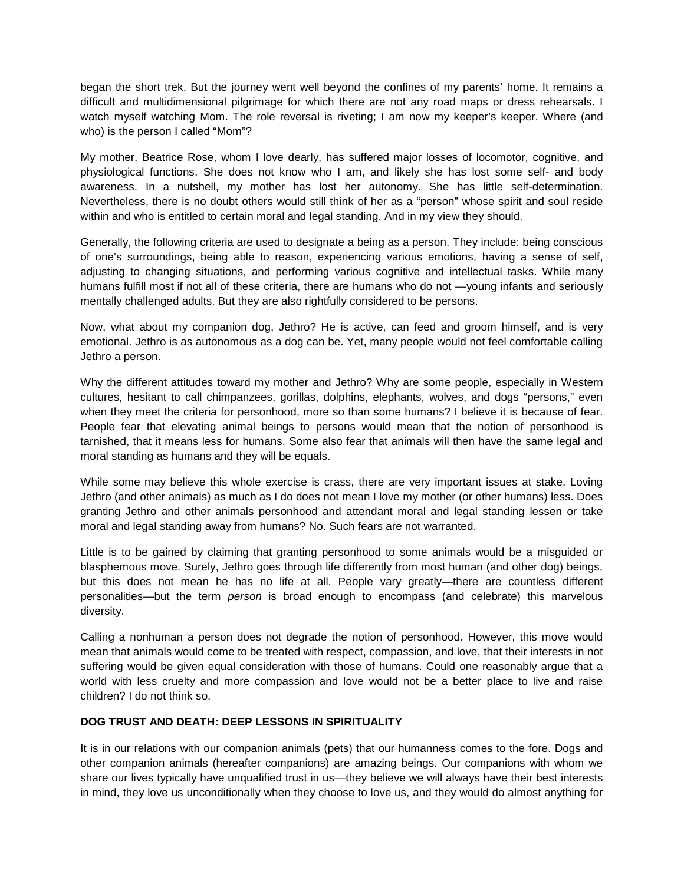began the short trek. But the journey went well beyond the confines of my parents' home. It remains a difficult and multidimensional pilgrimage for which there are not any road maps or dress rehearsals. I watch myself watching Mom. The role reversal is riveting; I am now my keeper's keeper. Where (and who) is the person I called "Mom"?

My mother, Beatrice Rose, whom I love dearly, has suffered major losses of locomotor, cognitive, and physiological functions. She does not know who I am, and likely she has lost some self- and body awareness. In a nutshell, my mother has lost her autonomy. She has little self-determination. Nevertheless, there is no doubt others would still think of her as a "person" whose spirit and soul reside within and who is entitled to certain moral and legal standing. And in my view they should.

Generally, the following criteria are used to designate a being as a person. They include: being conscious of one's surroundings, being able to reason, experiencing various emotions, having a sense of self, adjusting to changing situations, and performing various cognitive and intellectual tasks. While many humans fulfill most if not all of these criteria, there are humans who do not —young infants and seriously mentally challenged adults. But they are also rightfully considered to be persons.

Now, what about my companion dog, Jethro? He is active, can feed and groom himself, and is very emotional. Jethro is as autonomous as a dog can be. Yet, many people would not feel comfortable calling Jethro a person.

Why the different attitudes toward my mother and Jethro? Why are some people, especially in Western cultures, hesitant to call chimpanzees, gorillas, dolphins, elephants, wolves, and dogs "persons," even when they meet the criteria for personhood, more so than some humans? I believe it is because of fear. People fear that elevating animal beings to persons would mean that the notion of personhood is tarnished, that it means less for humans. Some also fear that animals will then have the same legal and moral standing as humans and they will be equals.

While some may believe this whole exercise is crass, there are very important issues at stake. Loving Jethro (and other animals) as much as I do does not mean I love my mother (or other humans) less. Does granting Jethro and other animals personhood and attendant moral and legal standing lessen or take moral and legal standing away from humans? No. Such fears are not warranted.

Little is to be gained by claiming that granting personhood to some animals would be a misguided or blasphemous move. Surely, Jethro goes through life differently from most human (and other dog) beings, but this does not mean he has no life at all. People vary greatly—there are countless different personalities—but the term *person* is broad enough to encompass (and celebrate) this marvelous diversity.

Calling a nonhuman a person does not degrade the notion of personhood. However, this move would mean that animals would come to be treated with respect, compassion, and love, that their interests in not suffering would be given equal consideration with those of humans. Could one reasonably argue that a world with less cruelty and more compassion and love would not be a better place to live and raise children? I do not think so.

**DOG TRUST AND DEATH: DEEP LESSONS IN SPIRITUALITY**

It is in our relations with our companion animals (pets) that our humanness comes to the fore. Dogs and other companion animals (hereafter companions) are amazing beings. Our companions with whom we share our lives typically have unqualified trust in us—they believe we will always have their best interests in mind, they love us unconditionally when they choose to love us, and they would do almost anything for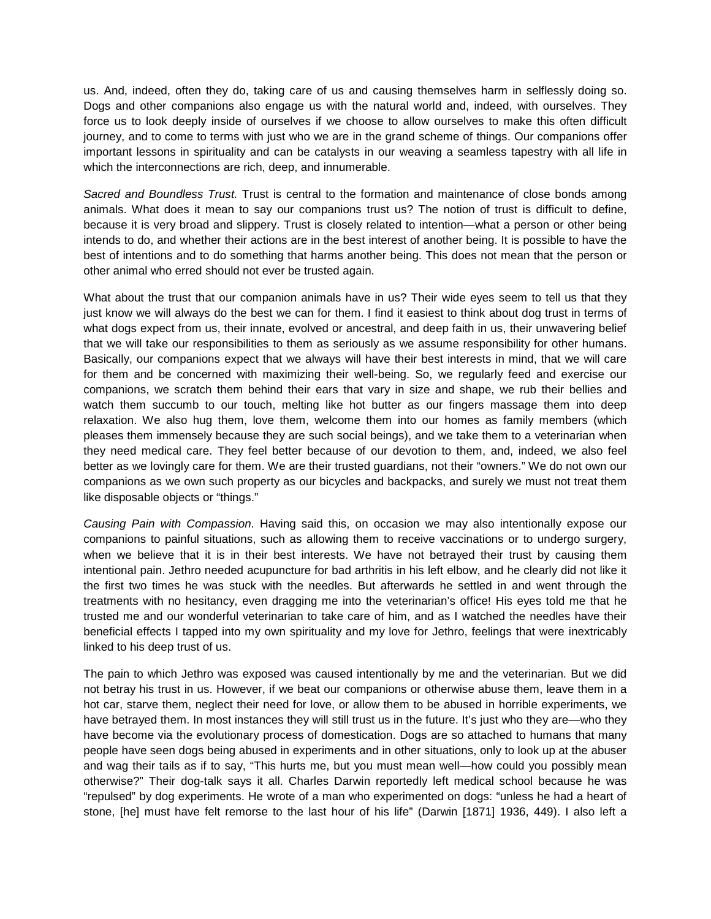us. And, indeed, often they do, taking care of us and causing themselves harm in selflessly doing so. Dogs and other companions also engage us with the natural world and, indeed, with ourselves. They force us to look deeply inside of ourselves if we choose to allow ourselves to make this often difficult journey, and to come to terms with just who we are in the grand scheme of things. Our companions offer important lessons in spirituality and can be catalysts in our weaving a seamless tapestry with all life in which the interconnections are rich, deep, and innumerable.

*Sacred and Boundless Trust.* Trust is central to the formation and maintenance of close bonds among animals. What does it mean to say our companions trust us? The notion of trust is difficult to define, because it is very broad and slippery. Trust is closely related to intention—what a person or other being intends to do, and whether their actions are in the best interest of another being. It is possible to have the best of intentions and to do something that harms another being. This does not mean that the person or other animal who erred should not ever be trusted again.

What about the trust that our companion animals have in us? Their wide eyes seem to tell us that they just know we will always do the best we can for them. I find it easiest to think about dog trust in terms of what dogs expect from us, their innate, evolved or ancestral, and deep faith in us, their unwavering belief that we will take our responsibilities to them as seriously as we assume responsibility for other humans. Basically, our companions expect that we always will have their best interests in mind, that we will care for them and be concerned with maximizing their well-being. So, we regularly feed and exercise our companions, we scratch them behind their ears that vary in size and shape, we rub their bellies and watch them succumb to our touch, melting like hot butter as our fingers massage them into deep relaxation. We also hug them, love them, welcome them into our homes as family members (which pleases them immensely because they are such social beings), and we take them to a veterinarian when they need medical care. They feel better because of our devotion to them, and, indeed, we also feel better as we lovingly care for them. We are their trusted guardians, not their "owners." We do not own our companions as we own such property as our bicycles and backpacks, and surely we must not treat them like disposable objects or "things."

*Causing Pain with Compassion*. Having said this, on occasion we may also intentionally expose our companions to painful situations, such as allowing them to receive vaccinations or to undergo surgery, when we believe that it is in their best interests. We have not betrayed their trust by causing them intentional pain. Jethro needed acupuncture for bad arthritis in his left elbow, and he clearly did not like it the first two times he was stuck with the needles. But afterwards he settled in and went through the treatments with no hesitancy, even dragging me into the veterinarian's office! His eyes told me that he trusted me and our wonderful veterinarian to take care of him, and as I watched the needles have their beneficial effects I tapped into my own spirituality and my love for Jethro, feelings that were inextricably linked to his deep trust of us.

The pain to which Jethro was exposed was caused intentionally by me and the veterinarian. But we did not betray his trust in us. However, if we beat our companions or otherwise abuse them, leave them in a hot car, starve them, neglect their need for love, or allow them to be abused in horrible experiments, we have betrayed them. In most instances they will still trust us in the future. It's just who they are—who they have become via the evolutionary process of domestication. Dogs are so attached to humans that many people have seen dogs being abused in experiments and in other situations, only to look up at the abuser and wag their tails as if to say, "This hurts me, but you must mean well—how could you possibly mean otherwise?" Their dog-talk says it all. Charles Darwin reportedly left medical school because he was "repulsed" by dog experiments. He wrote of a man who experimented on dogs: "unless he had a heart of stone, [he] must have felt remorse to the last hour of his life" (Darwin [1871] 1936, 449). I also left a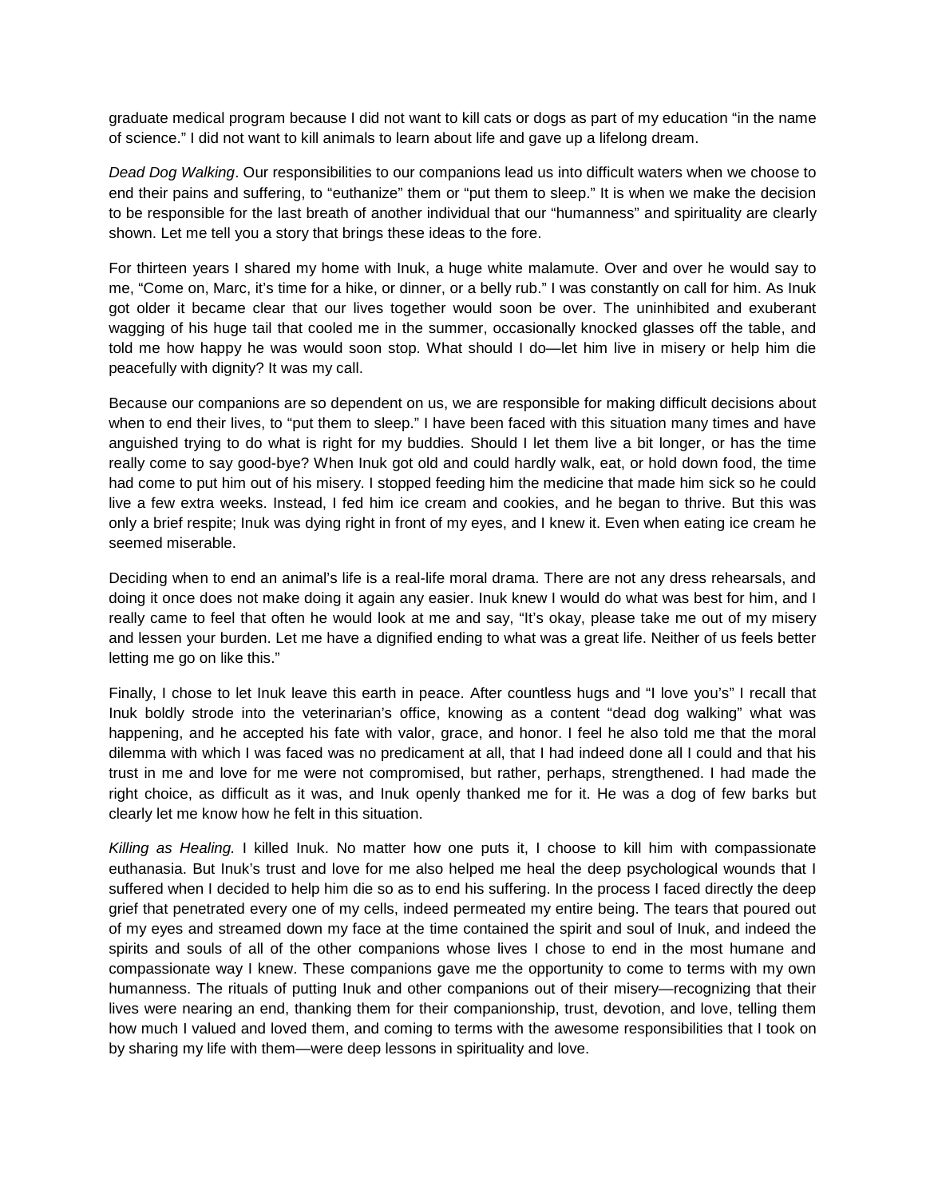graduate medical program because I did not want to kill cats or dogs as part of my education “in the name of science.” I did not want to kill animals to learn about life and gave up a lifelong dream.

*Dead Dog Walking*. Our responsibilities to our companions lead us into difficult waters when we choose to end their pains and suffering, to “euthanize” them or “put them to sleep.” It is when we make the decision to be responsible for the last breath of another individual that our “humanness” and spirituality are clearly shown. Let me tell you a story that brings these ideas to the fore.

For thirteen years I shared my home with Inuk, a huge white malamute. Over and over he would say to me, “Come on, Marc, it’s time for a hike, or dinner, or a belly rub.” I was constantly on call for him. As Inuk got older it became clear that our lives together would soon be over. The uninhibited and exuberant wagging of his huge tail that cooled me in the summer, occasionally knocked glasses off the table, and told me how happy he was would soon stop. What should I do—let him live in misery or help him die peacefully with dignity? It was my call.

Because our companions are so dependent on us, we are responsible for making difficult decisions about when to end their lives, to “put them to sleep.” I have been faced with this situation many times and have anguished trying to do what is right for my buddies. Should I let them live a bit longer, or has the time really come to say good-bye? When Inuk got old and could hardly walk, eat, or hold down food, the time had come to put him out of his misery. I stopped feeding him the medicine that made him sick so he could live a few extra weeks. Instead, I fed him ice cream and cookies, and he began to thrive. But this was only a brief respite; Inuk was dying right in front of my eyes, and I knew it. Even when eating ice cream he seemed miserable.

Deciding when to end an animal’s life is a real-life moral drama. There are not any dress rehearsals, and doing it once does not make doing it again any easier. Inuk knew I would do what was best for him, and I really came to feel that often he would look at me and say, “It’s okay, please take me out of my misery and lessen your burden. Let me have a dignified ending to what was a great life. Neither of us feels better letting me go on like this.”

Finally, I chose to let Inuk leave this earth in peace. After countless hugs and “I love you’s” I recall that Inuk boldly strode into the veterinarian’s office, knowing as a content “dead dog walking” what was happening, and he accepted his fate with valor, grace, and honor. I feel he also told me that the moral dilemma with which I was faced was no predicament at all, that I had indeed done all I could and that his trust in me and love for me were not compromised, but rather, perhaps, strengthened. I had made the right choice, as difficult as it was, and Inuk openly thanked me for it. He was a dog of few barks but clearly let me know how he felt in this situation.

*Killing as Healing.* I killed Inuk. No matter how one puts it, I choose to kill him with compassionate euthanasia. But Inuk’s trust and love for me also helped me heal the deep psychological wounds that I suffered when I decided to help him die so as to end his suffering. In the process I faced directly the deep grief that penetrated every one of my cells, indeed permeated my entire being. The tears that poured out of my eyes and streamed down my face at the time contained the spirit and soul of Inuk, and indeed the spirits and souls of all of the other companions whose lives I chose to end in the most humane and compassionate way I knew. These companions gave me the opportunity to come to terms with my own humanness. The rituals of putting Inuk and other companions out of their misery—recognizing that their lives were nearing an end, thanking them for their companionship, trust, devotion, and love, telling them how much I valued and loved them, and coming to terms with the awesome responsibilities that I took on by sharing my life with them—were deep lessons in spirituality and love.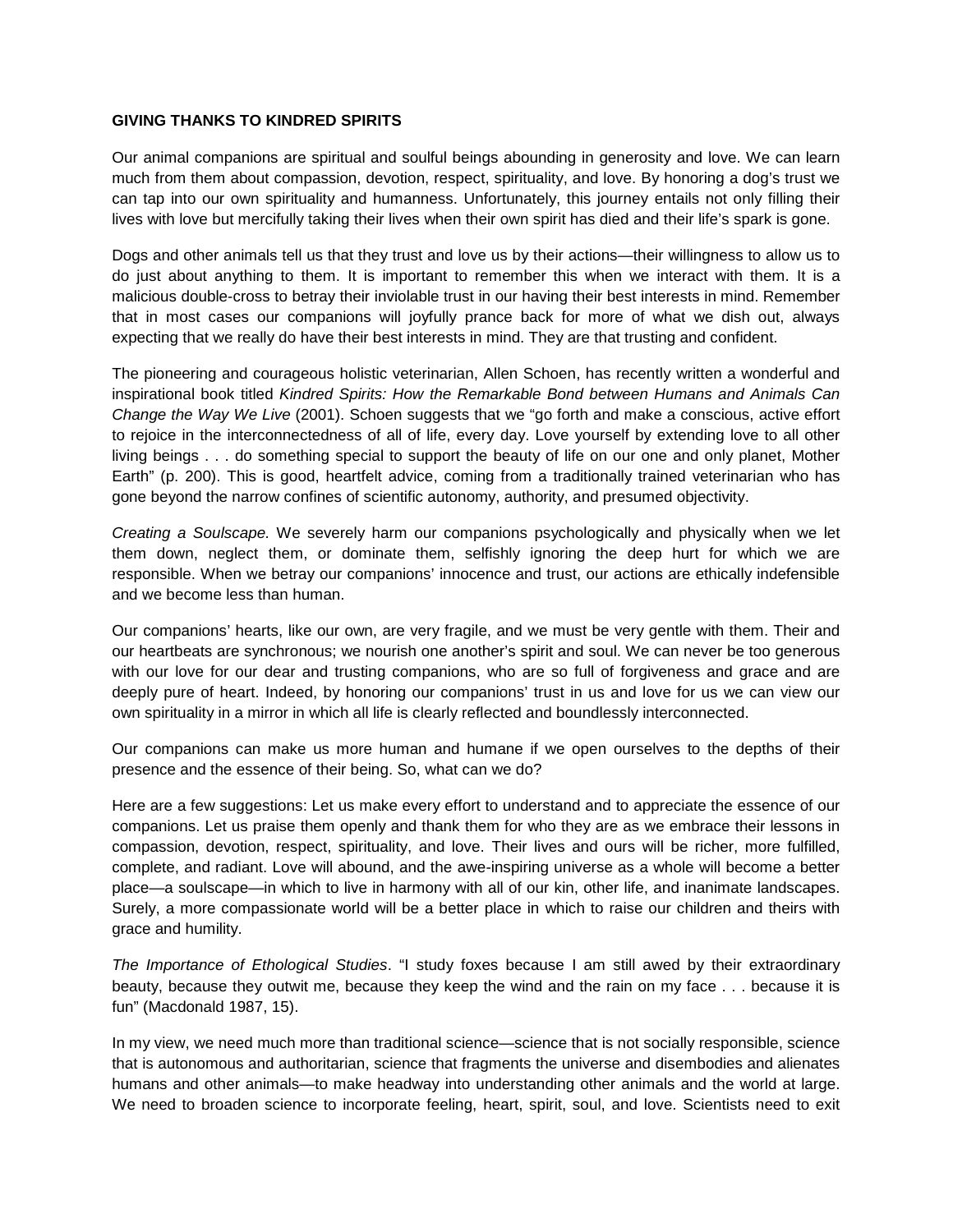**GIVING THANKS TO KINDRED SPIRITS**

Our animal companions are spiritual and soulful beings abounding in generosity and love. We can learn much from them about compassion, devotion, respect, spirituality, and love. By honoring a dog's trust we can tap into our own spirituality and humanness. Unfortunately, this journey entails not only filling their lives with love but mercifully taking their lives when their own spirit has died and their life's spark is gone.

Dogs and other animals tell us that they trust and love us by their actions—their willingness to allow us to do just about anything to them. It is important to remember this when we interact with them. It is a malicious double-cross to betray their inviolable trust in our having their best interests in mind. Remember that in most cases our companions will joyfully prance back for more of what we dish out, always expecting that we really do have their best interests in mind. They are that trusting and confident.

The pioneering and courageous holistic veterinarian, Allen Schoen, has recently written a wonderful and inspirational book titled *Kindred Spirits: How the Remarkable Bond between Humans and Animals Can Change the Way We Live* (2001). Schoen suggests that we "go forth and make a conscious, active effort to rejoice in the interconnectedness of all of life, every day. Love yourself by extending love to all other living beings . . . do something special to support the beauty of life on our one and only planet, Mother Earth" (p. 200). This is good, heartfelt advice, coming from a traditionally trained veterinarian who has gone beyond the narrow confines of scientific autonomy, authority, and presumed objectivity.

*Creating a Soulscape.* We severely harm our companions psychologically and physically when we let them down, neglect them, or dominate them, selfishly ignoring the deep hurt for which we are responsible. When we betray our companions' innocence and trust, our actions are ethically indefensible and we become less than human.

Our companions' hearts, like our own, are very fragile, and we must be very gentle with them. Their and our heartbeats are synchronous; we nourish one another's spirit and soul. We can never be too generous with our love for our dear and trusting companions, who are so full of forgiveness and grace and are deeply pure of heart. Indeed, by honoring our companions' trust in us and love for us we can view our own spirituality in a mirror in which all life is clearly reflected and boundlessly interconnected.

Our companions can make us more human and humane if we open ourselves to the depths of their presence and the essence of their being. So, what can we do?

Here are a few suggestions: Let us make every effort to understand and to appreciate the essence of our companions. Let us praise them openly and thank them for who they are as we embrace their lessons in compassion, devotion, respect, spirituality, and love. Their lives and ours will be richer, more fulfilled, complete, and radiant. Love will abound, and the awe-inspiring universe as a whole will become a better place—a soulscape—in which to live in harmony with all of our kin, other life, and inanimate landscapes. Surely, a more compassionate world will be a better place in which to raise our children and theirs with grace and humility.

*The Importance of Ethological Studies*. "I study foxes because I am still awed by their extraordinary beauty, because they outwit me, because they keep the wind and the rain on my face . . . because it is fun" (Macdonald 1987, 15).

In my view, we need much more than traditional science—science that is not socially responsible, science that is autonomous and authoritarian, science that fragments the universe and disembodies and alienates humans and other animals—to make headway into understanding other animals and the world at large. We need to broaden science to incorporate feeling, heart, spirit, soul, and love. Scientists need to exit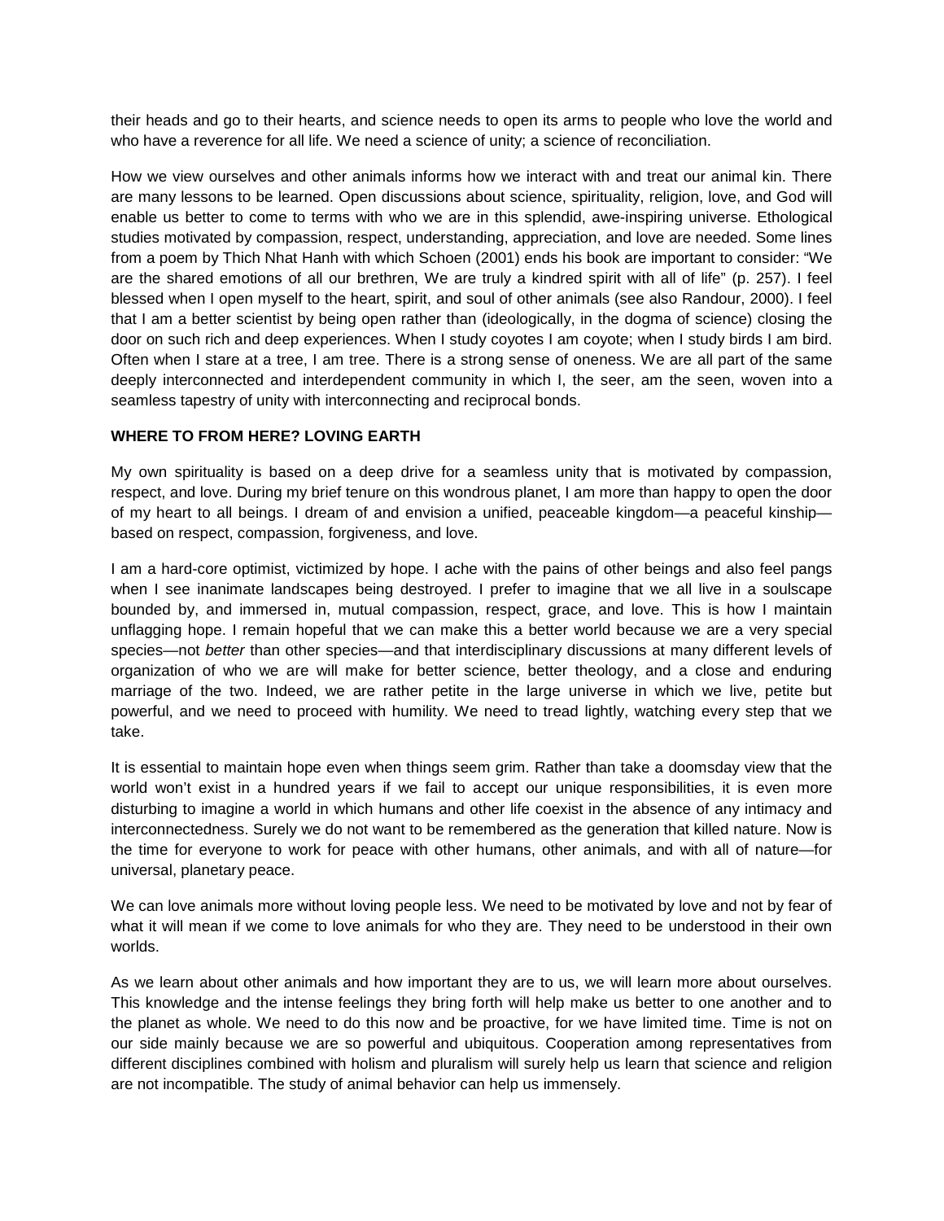their heads and go to their hearts, and science needs to open its arms to people who love the world and who have a reverence for all life. We need a science of unity; a science of reconciliation.

How we view ourselves and other animals informs how we interact with and treat our animal kin. There are many lessons to be learned. Open discussions about science, spirituality, religion, love, and God will enable us better to come to terms with who we are in this splendid, awe-inspiring universe. Ethological studies motivated by compassion, respect, understanding, appreciation, and love are needed. Some lines from a poem by Thich Nhat Hanh with which Schoen (2001) ends his book are important to consider: "We are the shared emotions of all our brethren, We are truly a kindred spirit with all of life" (p. 257). I feel blessed when I open myself to the heart, spirit, and soul of other animals (see also Randour, 2000). I feel that I am a better scientist by being open rather than (ideologically, in the dogma of science) closing the door on such rich and deep experiences. When I study coyotes I am coyote; when I study birds I am bird. Often when I stare at a tree, I am tree. There is a strong sense of oneness. We are all part of the same deeply interconnected and interdependent community in which I, the seer, am the seen, woven into a seamless tapestry of unity with interconnecting and reciprocal bonds.

**WHERE TO FROM HERE? LOVING EARTH**

My own spirituality is based on a deep drive for a seamless unity that is motivated by compassion, respect, and love. During my brief tenure on this wondrous planet, I am more than happy to open the door of my heart to all beings. I dream of and envision a unified, peaceable kingdom—a peaceful kinship—based on respect, compassion, forgiveness, and love.

I am a hard-core optimist, victimized by hope. I ache with the pains of other beings and also feel pangs when I see inanimate landscapes being destroyed. I prefer to imagine that we all live in a soulscape bounded by, and immersed in, mutual compassion, respect, grace, and love. This is how I maintain unflagging hope. I remain hopeful that we can make this a better world because we are a very special species—not *better* than other species—and that interdisciplinary discussions at many different levels of organization of who we are will make for better science, better theology, and a close and enduring marriage of the two. Indeed, we are rather petite in the large universe in which we live, petite but powerful, and we need to proceed with humility. We need to tread lightly, watching every step that we take.

It is essential to maintain hope even when things seem grim. Rather than take a doomsday view that the world won't exist in a hundred years if we fail to accept our unique responsibilities, it is even more disturbing to imagine a world in which humans and other life coexist in the absence of any intimacy and interconnectedness. Surely we do not want to be remembered as the generation that killed nature. Now is the time for everyone to work for peace with other humans, other animals, and with all of nature—for universal, planetary peace.

We can love animals more without loving people less. We need to be motivated by love and not by fear of what it will mean if we come to love animals for who they are. They need to be understood in their own worlds.

As we learn about other animals and how important they are to us, we will learn more about ourselves. This knowledge and the intense feelings they bring forth will help make us better to one another and to the planet as whole. We need to do this now and be proactive, for we have limited time. Time is not on our side mainly because we are so powerful and ubiquitous. Cooperation among representatives from different disciplines combined with holism and pluralism will surely help us learn that science and religion are not incompatible. The study of animal behavior can help us immensely.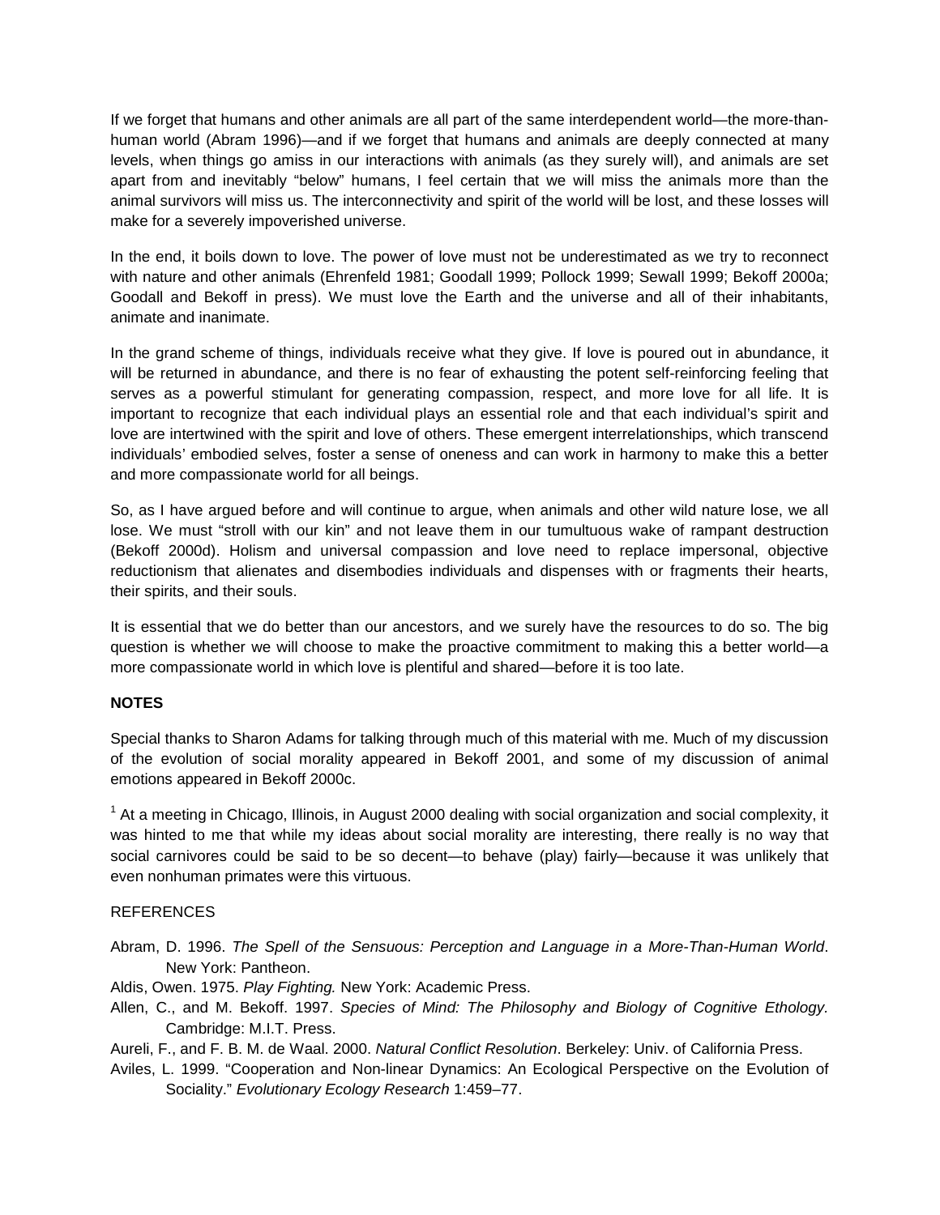If we forget that humans and other animals are all part of the same interdependent world—the more-than-human world (Abram 1996)—and if we forget that humans and animals are deeply connected at many levels, when things go amiss in our interactions with animals (as they surely will), and animals are set apart from and inevitably "below" humans, I feel certain that we will miss the animals more than the animal survivors will miss us. The interconnectivity and spirit of the world will be lost, and these losses will make for a severely impoverished universe.

In the end, it boils down to love. The power of love must not be underestimated as we try to reconnect with nature and other animals (Ehrenfeld 1981; Goodall 1999; Pollock 1999; Sewall 1999; Bekoff 2000a; Goodall and Bekoff in press). We must love the Earth and the universe and all of their inhabitants, animate and inanimate.

In the grand scheme of things, individuals receive what they give. If love is poured out in abundance, it will be returned in abundance, and there is no fear of exhausting the potent self-reinforcing feeling that serves as a powerful stimulant for generating compassion, respect, and more love for all life. It is important to recognize that each individual plays an essential role and that each individual's spirit and love are intertwined with the spirit and love of others. These emergent interrelationships, which transcend individuals' embodied selves, foster a sense of oneness and can work in harmony to make this a better and more compassionate world for all beings.

So, as I have argued before and will continue to argue, when animals and other wild nature lose, we all lose. We must "stroll with our kin" and not leave them in our tumultuous wake of rampant destruction (Bekoff 2000d). Holism and universal compassion and love need to replace impersonal, objective reductionism that alienates and disembodies individuals and dispenses with or fragments their hearts, their spirits, and their souls.

It is essential that we do better than our ancestors, and we surely have the resources to do so. The big question is whether we will choose to make the proactive commitment to making this a better world—a more compassionate world in which love is plentiful and shared—before it is too late.

**NOTES**

Special thanks to Sharon Adams for talking through much of this material with me. Much of my discussion of the evolution of social morality appeared in Bekoff 2001, and some of my discussion of animal emotions appeared in Bekoff 2000c.

[1] At a meeting in Chicago, Illinois, in August 2000 dealing with social organization and social complexity, it was hinted to me that while my ideas about social morality are interesting, there really is no way that social carnivores could be said to be so decent—to behave (play) fairly—because it was unlikely that even nonhuman primates were this virtuous.

REFERENCES

Abram, D. 1996. *The Spell of the Sensuous: Perception and Language in a More-Than-Human World*. New York: Pantheon.

Aldis, Owen. 1975. *Play Fighting.* New York: Academic Press.

Allen, C., and M. Bekoff. 1997. *Species of Mind: The Philosophy and Biology of Cognitive Ethology.* Cambridge: M.I.T. Press.

Aureli, F., and F. B. M. de Waal. 2000. *Natural Conflict Resolution*. Berkeley: Univ. of California Press.

Aviles, L. 1999. "Cooperation and Non-linear Dynamics: An Ecological Perspective on the Evolution of Sociality." *Evolutionary Ecology Research* 1:459–77.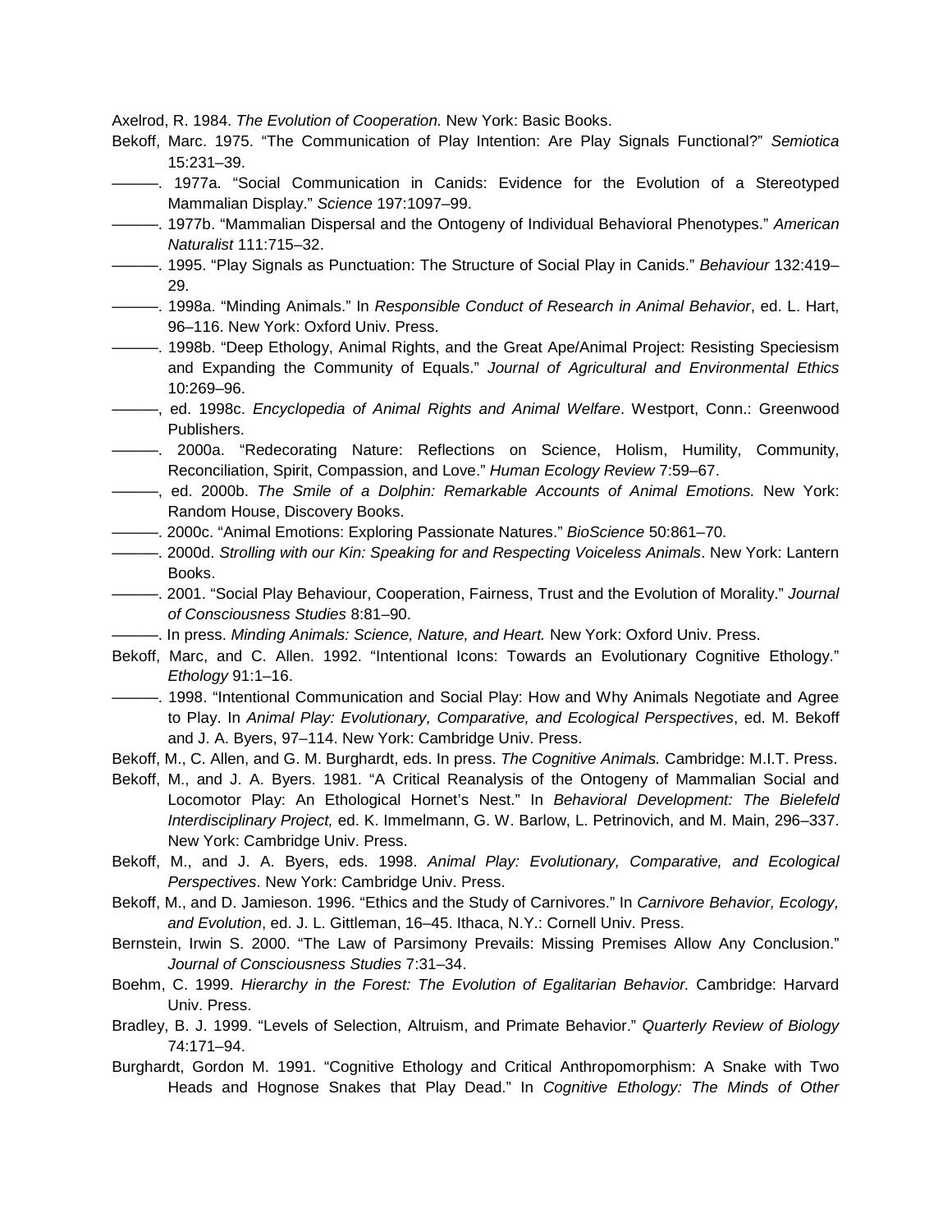Axelrod, R. 1984. *The Evolution of Cooperation.* New York: Basic Books.

Bekoff, Marc. 1975. "The Communication of Play Intention: Are Play Signals Functional?" *Semiotica* 15:231–39.

———. 1977a. "Social Communication in Canids: Evidence for the Evolution of a Stereotyped Mammalian Display." *Science* 197:1097–99.

———. 1977b. "Mammalian Dispersal and the Ontogeny of Individual Behavioral Phenotypes." *American Naturalist* 111:715–32.

———. 1995. "Play Signals as Punctuation: The Structure of Social Play in Canids." *Behaviour* 132:419–29.

———. 1998a. "Minding Animals." In *Responsible Conduct of Research in Animal Behavior*, ed. L. Hart, 96–116. New York: Oxford Univ. Press.

———. 1998b. "Deep Ethology, Animal Rights, and the Great Ape/Animal Project: Resisting Speciesism and Expanding the Community of Equals." *Journal of Agricultural and Environmental Ethics* 10:269–96.

———, ed. 1998c. *Encyclopedia of Animal Rights and Animal Welfare*. Westport, Conn.: Greenwood Publishers.

———. 2000a. "Redecorating Nature: Reflections on Science, Holism, Humility, Community, Reconciliation, Spirit, Compassion, and Love." *Human Ecology Review* 7:59–67.

———, ed. 2000b. *The Smile of a Dolphin: Remarkable Accounts of Animal Emotions.* New York: Random House, Discovery Books.

———. 2000c. "Animal Emotions: Exploring Passionate Natures." *BioScience* 50:861–70.

———. 2000d. *Strolling with our Kin: Speaking for and Respecting Voiceless Animals*. New York: Lantern Books.

———. 2001. "Social Play Behaviour, Cooperation, Fairness, Trust and the Evolution of Morality." *Journal of Consciousness Studies* 8:81–90.

———. In press. *Minding Animals: Science, Nature, and Heart.* New York: Oxford Univ. Press.

Bekoff, Marc, and C. Allen. 1992. "Intentional Icons: Towards an Evolutionary Cognitive Ethology." *Ethology* 91:1–16.

———. 1998. "Intentional Communication and Social Play: How and Why Animals Negotiate and Agree to Play. In *Animal Play: Evolutionary, Comparative, and Ecological Perspectives*, ed. M. Bekoff and J. A. Byers, 97–114. New York: Cambridge Univ. Press.

Bekoff, M., C. Allen, and G. M. Burghardt, eds. In press. *The Cognitive Animals.* Cambridge: M.I.T. Press.

Bekoff, M., and J. A. Byers. 1981. "A Critical Reanalysis of the Ontogeny of Mammalian Social and Locomotor Play: An Ethological Hornet's Nest." In *Behavioral Development: The Bielefeld Interdisciplinary Project,* ed. K. Immelmann, G. W. Barlow, L. Petrinovich, and M. Main, 296–337. New York: Cambridge Univ. Press.

Bekoff, M., and J. A. Byers, eds. 1998. *Animal Play: Evolutionary, Comparative, and Ecological Perspectives*. New York: Cambridge Univ. Press.

Bekoff, M., and D. Jamieson. 1996. "Ethics and the Study of Carnivores." In *Carnivore Behavior, Ecology, and Evolution*, ed. J. L. Gittleman, 16–45. Ithaca, N.Y.: Cornell Univ. Press.

Bernstein, Irwin S. 2000. "The Law of Parsimony Prevails: Missing Premises Allow Any Conclusion." *Journal of Consciousness Studies* 7:31–34.

Boehm, C. 1999. *Hierarchy in the Forest: The Evolution of Egalitarian Behavior.* Cambridge: Harvard Univ. Press.

Bradley, B. J. 1999. "Levels of Selection, Altruism, and Primate Behavior." *Quarterly Review of Biology* 74:171–94.

Burghardt, Gordon M. 1991. "Cognitive Ethology and Critical Anthropomorphism: A Snake with Two Heads and Hognose Snakes that Play Dead." In *Cognitive Ethology: The Minds of Other*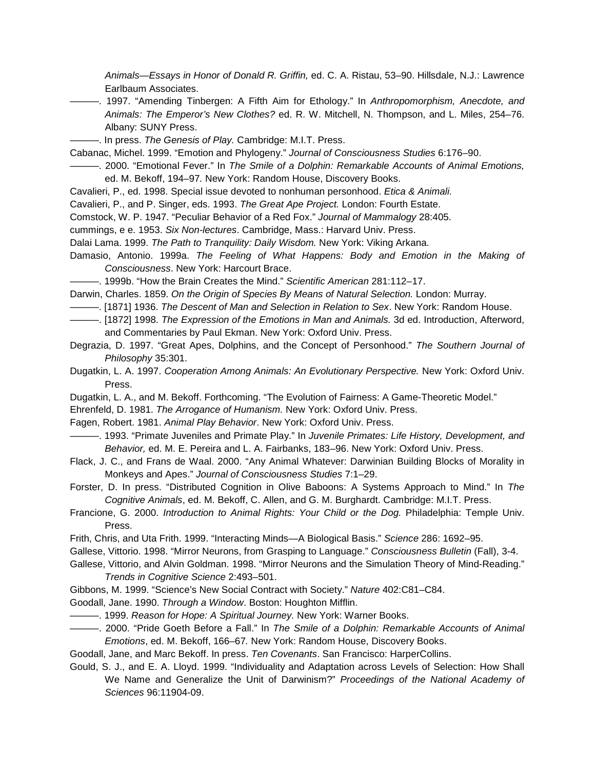*Animals—Essays in Honor of Donald R. Griffin,* ed. C. A. Ristau, 53–90. Hillsdale, N.J.: Lawrence Earlbaum Associates.

———. 1997. "Amending Tinbergen: A Fifth Aim for Ethology." In *Anthropomorphism, Anecdote, and Animals: The Emperor's New Clothes?* ed. R. W. Mitchell, N. Thompson, and L. Miles, 254–76. Albany: SUNY Press.

———. In press. *The Genesis of Play.* Cambridge: M.I.T. Press.

Cabanac, Michel. 1999. "Emotion and Phylogeny." *Journal of Consciousness Studies* 6:176–90.

———. 2000. "Emotional Fever." In *The Smile of a Dolphin: Remarkable Accounts of Animal Emotions,* ed. M. Bekoff, 194–97. New York: Random House, Discovery Books.

Cavalieri, P., ed. 1998. Special issue devoted to nonhuman personhood. *Etica & Animali.*

Cavalieri, P., and P. Singer, eds. 1993. *The Great Ape Project.* London: Fourth Estate.

Comstock, W. P. 1947. "Peculiar Behavior of a Red Fox." *Journal of Mammalogy* 28:405.

cummings, e e. 1953. *Six Non-lectures*. Cambridge, Mass.: Harvard Univ. Press.

Dalai Lama. 1999. *The Path to Tranquility: Daily Wisdom.* New York: Viking Arkana.

Damasio, Antonio. 1999a. *The Feeling of What Happens: Body and Emotion in the Making of Consciousness*. New York: Harcourt Brace.

———. 1999b. "How the Brain Creates the Mind." *Scientific American* 281:112–17.

Darwin, Charles. 1859. *On the Origin of Species By Means of Natural Selection.* London: Murray.

———. [1871] 1936. *The Descent of Man and Selection in Relation to Sex*. New York: Random House.

———. [1872] 1998. *The Expression of the Emotions in Man and Animals.* 3d ed. Introduction, Afterword, and Commentaries by Paul Ekman. New York: Oxford Univ. Press.

Degrazia, D. 1997. "Great Apes, Dolphins, and the Concept of Personhood." *The Southern Journal of Philosophy* 35:301.

Dugatkin, L. A. 1997. *Cooperation Among Animals: An Evolutionary Perspective.* New York: Oxford Univ. Press.

Dugatkin, L. A., and M. Bekoff. Forthcoming. "The Evolution of Fairness: A Game-Theoretic Model."

Ehrenfeld, D. 1981. *The Arrogance of Humanism.* New York: Oxford Univ. Press.

Fagen, Robert. 1981. *Animal Play Behavior*. New York: Oxford Univ. Press.

———. 1993. "Primate Juveniles and Primate Play." In *Juvenile Primates: Life History, Development, and Behavior,* ed. M. E. Pereira and L. A. Fairbanks, 183–96. New York: Oxford Univ. Press.

Flack, J. C., and Frans de Waal. 2000. "Any Animal Whatever: Darwinian Building Blocks of Morality in Monkeys and Apes." *Journal of Consciousness Studies* 7:1–29.

Forster, D. In press. "Distributed Cognition in Olive Baboons: A Systems Approach to Mind." In *The Cognitive Animals*, ed. M. Bekoff, C. Allen, and G. M. Burghardt. Cambridge: M.I.T. Press.

Francione, G. 2000. *Introduction to Animal Rights: Your Child or the Dog.* Philadelphia: Temple Univ. Press.

Frith, Chris, and Uta Frith. 1999. "Interacting Minds—A Biological Basis." *Science* 286: 1692–95.

Gallese, Vittorio. 1998. "Mirror Neurons, from Grasping to Language." *Consciousness Bulletin* (Fall), 3-4.

Gallese, Vittorio, and Alvin Goldman. 1998. "Mirror Neurons and the Simulation Theory of Mind-Reading." *Trends in Cognitive Science* 2:493–501.

Gibbons, M. 1999. "Science's New Social Contract with Society." *Nature* 402:C81–C84.

Goodall, Jane. 1990. *Through a Window*. Boston: Houghton Mifflin.

———. 1999. *Reason for Hope: A Spiritual Journey.* New York: Warner Books.

———. 2000. "Pride Goeth Before a Fall." In *The Smile of a Dolphin: Remarkable Accounts of Animal Emotions*, ed. M. Bekoff, 166–67. New York: Random House, Discovery Books.

Goodall, Jane, and Marc Bekoff. In press. *Ten Covenants*. San Francisco: HarperCollins.

Gould, S. J., and E. A. Lloyd. 1999. "Individuality and Adaptation across Levels of Selection: How Shall We Name and Generalize the Unit of Darwinism?" *Proceedings of the National Academy of Sciences* 96:11904-09.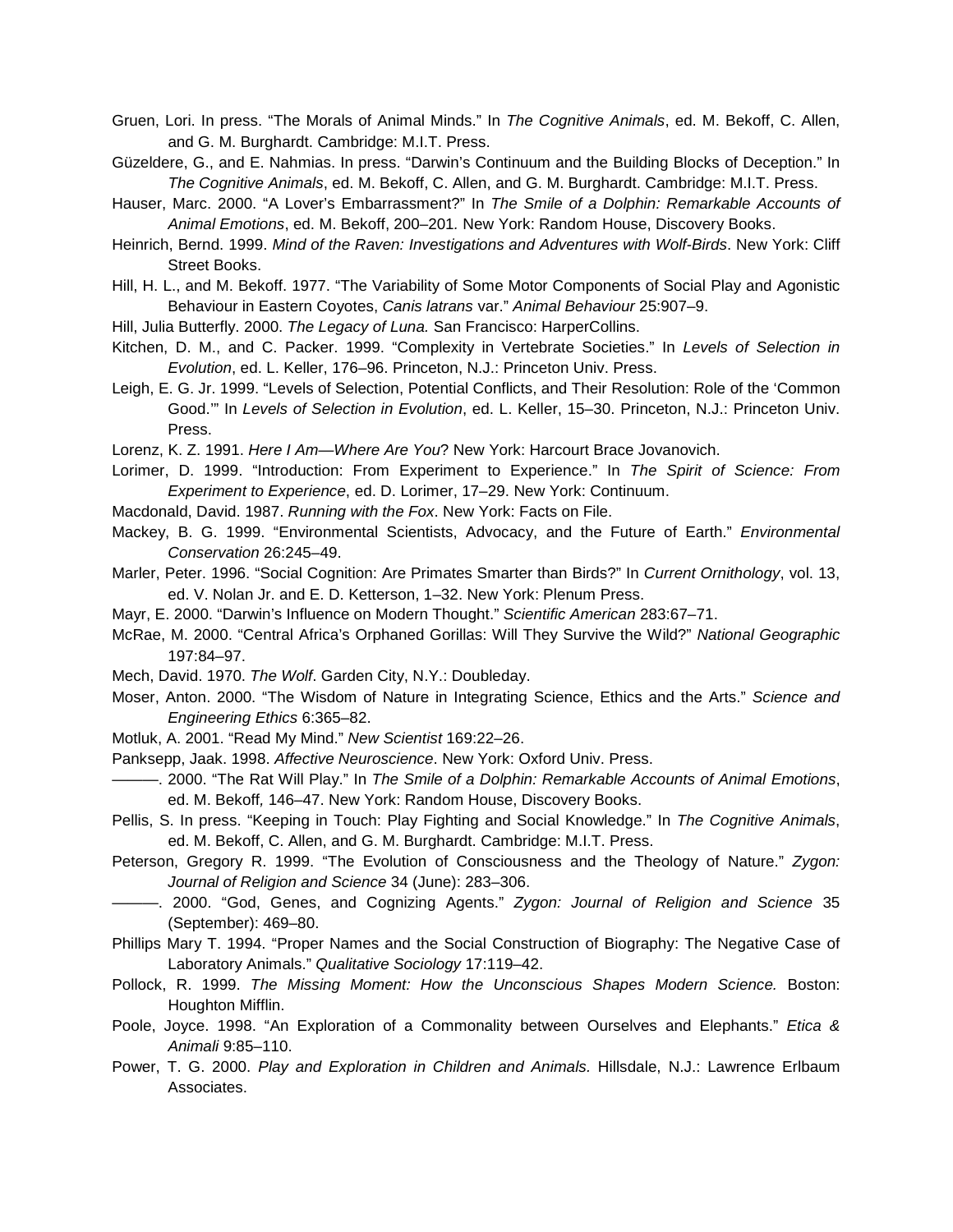Gruen, Lori. In press. "The Morals of Animal Minds." In *The Cognitive Animals*, ed. M. Bekoff, C. Allen, and G. M. Burghardt. Cambridge: M.I.T. Press.

Güzeldere, G., and E. Nahmias. In press. "Darwin's Continuum and the Building Blocks of Deception." In *The Cognitive Animals*, ed. M. Bekoff, C. Allen, and G. M. Burghardt. Cambridge: M.I.T. Press.

Hauser, Marc. 2000. "A Lover's Embarrassment?" In *The Smile of a Dolphin: Remarkable Accounts of Animal Emotions*, ed. M. Bekoff, 200–201. New York: Random House, Discovery Books.

Heinrich, Bernd. 1999. *Mind of the Raven: Investigations and Adventures with Wolf-Birds*. New York: Cliff Street Books.

Hill, H. L., and M. Bekoff. 1977. "The Variability of Some Motor Components of Social Play and Agonistic Behaviour in Eastern Coyotes, *Canis latrans* var." *Animal Behaviour* 25:907–9.

Hill, Julia Butterfly. 2000. *The Legacy of Luna.* San Francisco: HarperCollins.

Kitchen, D. M., and C. Packer. 1999. "Complexity in Vertebrate Societies." In *Levels of Selection in Evolution*, ed. L. Keller, 176–96. Princeton, N.J.: Princeton Univ. Press.

Leigh, E. G. Jr. 1999. "Levels of Selection, Potential Conflicts, and Their Resolution: Role of the 'Common Good.'" In *Levels of Selection in Evolution*, ed. L. Keller, 15–30. Princeton, N.J.: Princeton Univ. Press.

Lorenz, K. Z. 1991. *Here I Am—Where Are You*? New York: Harcourt Brace Jovanovich.

Lorimer, D. 1999. "Introduction: From Experiment to Experience." In *The Spirit of Science: From Experiment to Experience*, ed. D. Lorimer, 17–29. New York: Continuum.

Macdonald, David. 1987. *Running with the Fox*. New York: Facts on File.

Mackey, B. G. 1999. "Environmental Scientists, Advocacy, and the Future of Earth." *Environmental Conservation* 26:245–49.

Marler, Peter. 1996. "Social Cognition: Are Primates Smarter than Birds?" In *Current Ornithology*, vol. 13, ed. V. Nolan Jr. and E. D. Ketterson, 1–32. New York: Plenum Press.

Mayr, E. 2000. "Darwin's Influence on Modern Thought." *Scientific American* 283:67–71.

McRae, M. 2000. "Central Africa's Orphaned Gorillas: Will They Survive the Wild?" *National Geographic* 197:84–97.

Mech, David. 1970. *The Wolf*. Garden City, N.Y.: Doubleday.

Moser, Anton. 2000. "The Wisdom of Nature in Integrating Science, Ethics and the Arts." *Science and Engineering Ethics* 6:365–82.

Motluk, A. 2001. "Read My Mind." *New Scientist* 169:22–26.

Panksepp, Jaak. 1998. *Affective Neuroscience*. New York: Oxford Univ. Press.

———. 2000. "The Rat Will Play." In *The Smile of a Dolphin: Remarkable Accounts of Animal Emotions*, ed. M. Bekoff, 146–47. New York: Random House, Discovery Books.

Pellis, S. In press. "Keeping in Touch: Play Fighting and Social Knowledge." In *The Cognitive Animals*, ed. M. Bekoff, C. Allen, and G. M. Burghardt. Cambridge: M.I.T. Press.

Peterson, Gregory R. 1999. "The Evolution of Consciousness and the Theology of Nature." *Zygon: Journal of Religion and Science* 34 (June): 283–306.

———. 2000. "God, Genes, and Cognizing Agents." *Zygon: Journal of Religion and Science* 35 (September): 469–80.

Phillips Mary T. 1994. "Proper Names and the Social Construction of Biography: The Negative Case of Laboratory Animals." *Qualitative Sociology* 17:119–42.

Pollock, R. 1999. *The Missing Moment: How the Unconscious Shapes Modern Science.* Boston: Houghton Mifflin.

Poole, Joyce. 1998. "An Exploration of a Commonality between Ourselves and Elephants." *Etica & Animali* 9:85–110.

Power, T. G. 2000. *Play and Exploration in Children and Animals.* Hillsdale, N.J.: Lawrence Erlbaum Associates.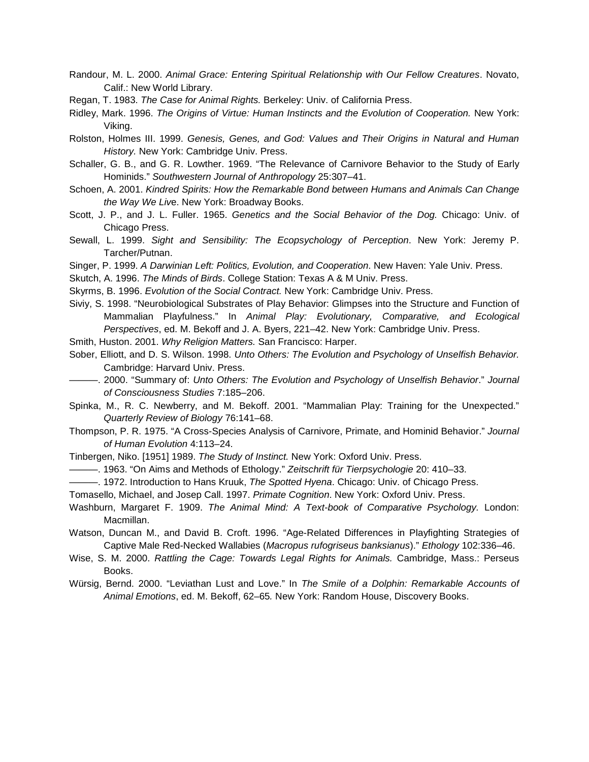Randour, M. L. 2000. *Animal Grace: Entering Spiritual Relationship with Our Fellow Creatures*. Novato, Calif.: New World Library.

Regan, T. 1983. *The Case for Animal Rights.* Berkeley: Univ. of California Press.

Ridley, Mark. 1996. *The Origins of Virtue: Human Instincts and the Evolution of Cooperation.* New York: Viking.

Rolston, Holmes III. 1999. *Genesis, Genes, and God: Values and Their Origins in Natural and Human History.* New York: Cambridge Univ. Press.

Schaller, G. B., and G. R. Lowther. 1969. "The Relevance of Carnivore Behavior to the Study of Early Hominids." *Southwestern Journal of Anthropology* 25:307–41.

Schoen, A. 2001. *Kindred Spirits: How the Remarkable Bond between Humans and Animals Can Change the Way We Live*. New York: Broadway Books.

Scott, J. P., and J. L. Fuller. 1965. *Genetics and the Social Behavior of the Dog.* Chicago: Univ. of Chicago Press.

Sewall, L. 1999. *Sight and Sensibility: The Ecopsychology of Perception*. New York: Jeremy P. Tarcher/Putnan.

Singer, P. 1999. *A Darwinian Left: Politics, Evolution, and Cooperation*. New Haven: Yale Univ. Press.

Skutch, A. 1996. *The Minds of Birds*. College Station: Texas A & M Univ. Press.

Skyrms, B. 1996. *Evolution of the Social Contract.* New York: Cambridge Univ. Press.

Siviy, S. 1998. "Neurobiological Substrates of Play Behavior: Glimpses into the Structure and Function of Mammalian Playfulness." In *Animal Play: Evolutionary, Comparative, and Ecological Perspectives*, ed. M. Bekoff and J. A. Byers, 221–42. New York: Cambridge Univ. Press.

Smith, Huston. 2001. *Why Religion Matters.* San Francisco: Harper.

Sober, Elliott, and D. S. Wilson. 1998. *Unto Others: The Evolution and Psychology of Unselfish Behavior.* Cambridge: Harvard Univ. Press.

———. 2000. "Summary of: *Unto Others: The Evolution and Psychology of Unselfish Behavior*." *Journal of Consciousness Studies* 7:185–206.

Spinka, M., R. C. Newberry, and M. Bekoff. 2001. "Mammalian Play: Training for the Unexpected." *Quarterly Review of Biology* 76:141–68.

Thompson, P. R. 1975. "A Cross-Species Analysis of Carnivore, Primate, and Hominid Behavior." *Journal of Human Evolution* 4:113–24.

Tinbergen, Niko. [1951] 1989. *The Study of Instinct.* New York: Oxford Univ. Press.

———. 1963. "On Aims and Methods of Ethology." *Zeitschrift für Tierpsychologie* 20: 410–33.

———. 1972. Introduction to Hans Kruuk, *The Spotted Hyena*. Chicago: Univ. of Chicago Press.

Tomasello, Michael, and Josep Call. 1997. *Primate Cognition*. New York: Oxford Univ. Press.

Washburn, Margaret F. 1909. *The Animal Mind: A Text-book of Comparative Psychology.* London: Macmillan.

Watson, Duncan M., and David B. Croft. 1996. "Age-Related Differences in Playfighting Strategies of Captive Male Red-Necked Wallabies (*Macropus rufogriseus banksianus*)." *Ethology* 102:336–46.

Wise, S. M. 2000. *Rattling the Cage: Towards Legal Rights for Animals.* Cambridge, Mass.: Perseus Books.

Würsig, Bernd. 2000. "Leviathan Lust and Love." In *The Smile of a Dolphin: Remarkable Accounts of Animal Emotions*, ed. M. Bekoff, 62–65*.* New York: Random House, Discovery Books.